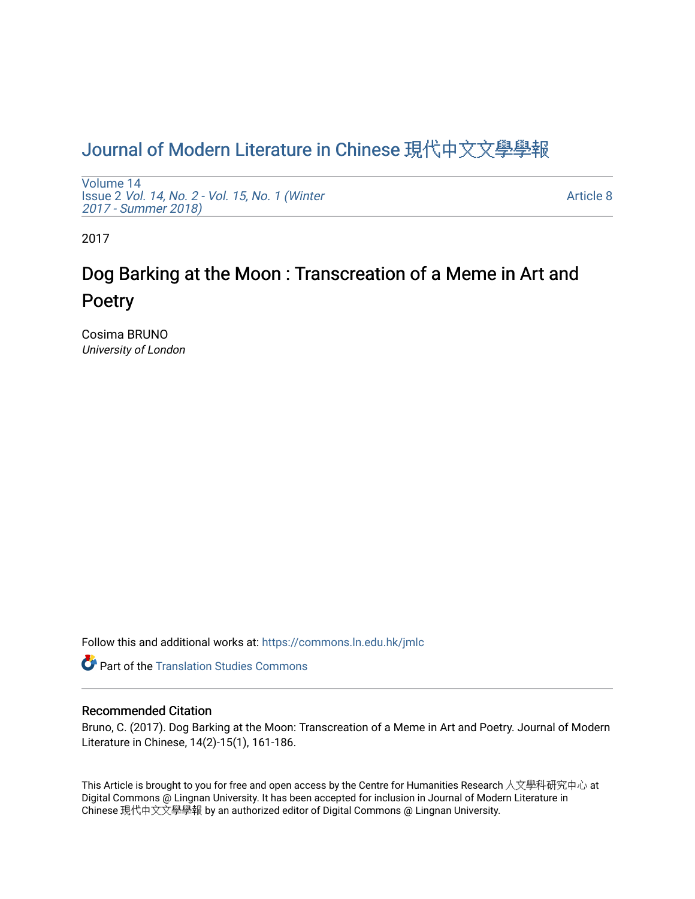Journal of Modern Literature in Chinese 現代中文文學學報

Volume 14
Issue 2 *Vol. 14, No. 2 - Vol. 15, No. 1 (Winter 2017 - Summer 2018)*

Article 8

2017

# Dog Barking at the Moon : Transcreation of a Meme in Art and Poetry

Cosima BRUNO
*University of London*

Follow this and additional works at: https://commons.ln.edu.hk/jmlc

Part of the Translation Studies Commons

## Recommended Citation

Bruno, C. (2017). Dog Barking at the Moon: Transcreation of a Meme in Art and Poetry. Journal of Modern Literature in Chinese, 14(2)-15(1), 161-186.

This Article is brought to you for free and open access by the Centre for Humanities Research 人文學科研究中心 at Digital Commons @ Lingnan University. It has been accepted for inclusion in Journal of Modern Literature in Chinese 現代中文文學學報 by an authorized editor of Digital Commons @ Lingnan University.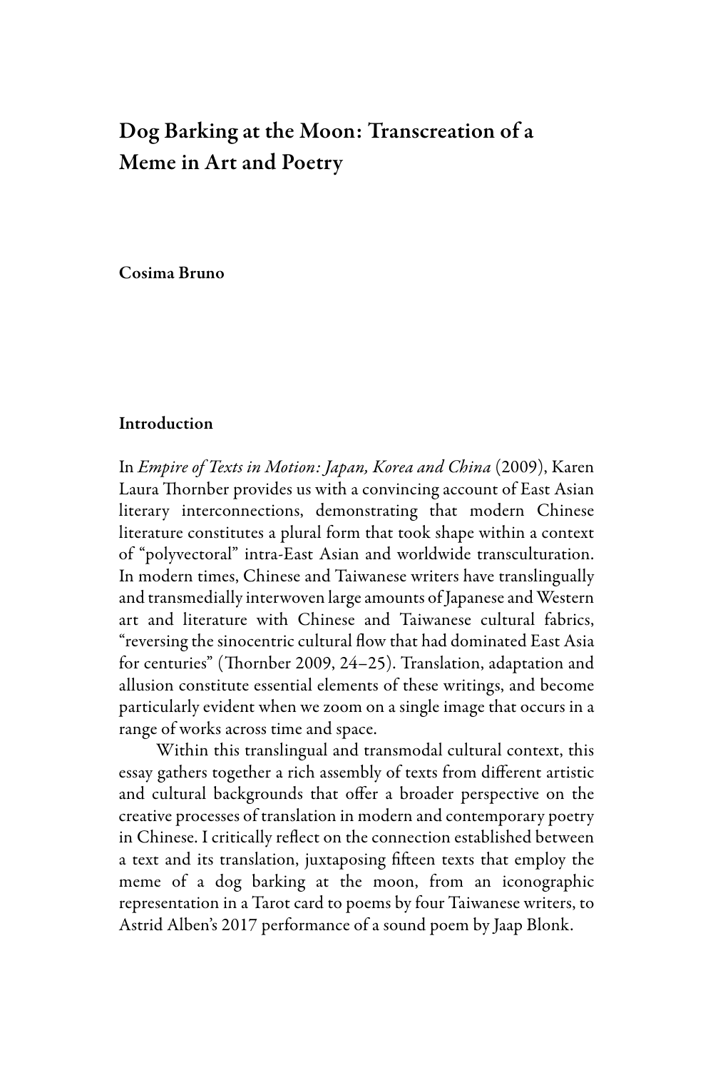# Dog Barking at the Moon: Transcreation of a Meme in Art and Poetry

**Cosima Bruno**

## Introduction

In *Empire of Texts in Motion: Japan, Korea and China* (2009), Karen Laura Thornber provides us with a convincing account of East Asian literary interconnections, demonstrating that modern Chinese literature constitutes a plural form that took shape within a context of "polyvectoral" intra-East Asian and worldwide transculturation. In modern times, Chinese and Taiwanese writers have translingually and transmedially interwoven large amounts of Japanese and Western art and literature with Chinese and Taiwanese cultural fabrics, "reversing the sinocentric cultural flow that had dominated East Asia for centuries" (Thornber 2009, 24–25). Translation, adaptation and allusion constitute essential elements of these writings, and become particularly evident when we zoom on a single image that occurs in a range of works across time and space.

Within this translingual and transmodal cultural context, this essay gathers together a rich assembly of texts from different artistic and cultural backgrounds that offer a broader perspective on the creative processes of translation in modern and contemporary poetry in Chinese. I critically reflect on the connection established between a text and its translation, juxtaposing fifteen texts that employ the meme of a dog barking at the moon, from an iconographic representation in a Tarot card to poems by four Taiwanese writers, to Astrid Alben's 2017 performance of a sound poem by Jaap Blonk.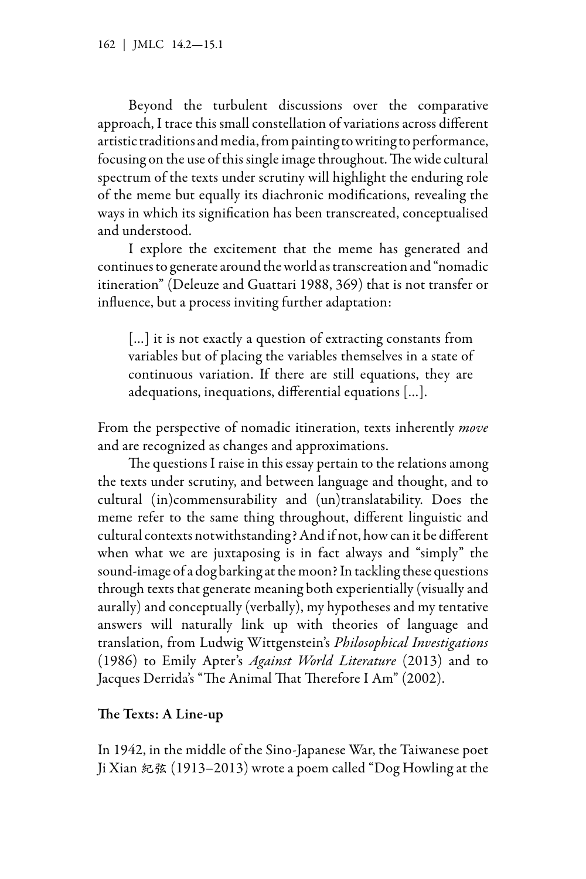Beyond the turbulent discussions over the comparative approach, I trace this small constellation of variations across different artistic traditions and media, from painting to writing to performance, focusing on the use of this single image throughout. The wide cultural spectrum of the texts under scrutiny will highlight the enduring role of the meme but equally its diachronic modifications, revealing the ways in which its signification has been transcreated, conceptualised and understood.

I explore the excitement that the meme has generated and continues to generate around the world as transcreation and "nomadic itineration" (Deleuze and Guattari 1988, 369) that is not transfer or influence, but a process inviting further adaptation:

> […] it is not exactly a question of extracting constants from variables but of placing the variables themselves in a state of continuous variation. If there are still equations, they are adequations, inequations, differential equations […].

From the perspective of nomadic itineration, texts inherently *move* and are recognized as changes and approximations.

The questions I raise in this essay pertain to the relations among the texts under scrutiny, and between language and thought, and to cultural (in)commensurability and (un)translatability. Does the meme refer to the same thing throughout, different linguistic and cultural contexts notwithstanding? And if not, how can it be different when what we are juxtaposing is in fact always and "simply" the sound-image of a dog barking at the moon? In tackling these questions through texts that generate meaning both experientially (visually and aurally) and conceptually (verbally), my hypotheses and my tentative answers will naturally link up with theories of language and translation, from Ludwig Wittgenstein's *Philosophical Investigations* (1986) to Emily Apter's *Against World Literature* (2013) and to Jacques Derrida's "The Animal That Therefore I Am" (2002).

## The Texts: A Line-up

In 1942, in the middle of the Sino-Japanese War, the Taiwanese poet Ji Xian 紀弦 (1913–2013) wrote a poem called "Dog Howling at the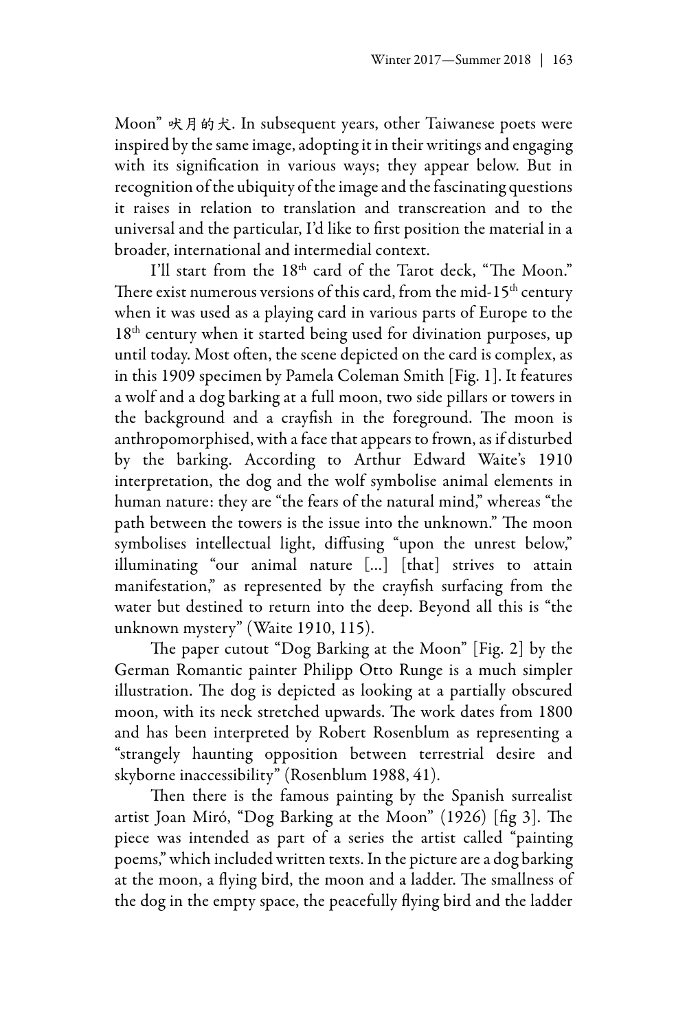Moon" 吠月的犬. In subsequent years, other Taiwanese poets were inspired by the same image, adopting it in their writings and engaging with its signification in various ways; they appear below. But in recognition of the ubiquity of the image and the fascinating questions it raises in relation to translation and transcreation and to the universal and the particular, I'd like to first position the material in a broader, international and intermedial context.

I'll start from the 18th card of the Tarot deck, "The Moon." There exist numerous versions of this card, from the mid-15th century when it was used as a playing card in various parts of Europe to the 18th century when it started being used for divination purposes, up until today. Most often, the scene depicted on the card is complex, as in this 1909 specimen by Pamela Coleman Smith [Fig. 1]. It features a wolf and a dog barking at a full moon, two side pillars or towers in the background and a crayfish in the foreground. The moon is anthropomorphised, with a face that appears to frown, as if disturbed by the barking. According to Arthur Edward Waite's 1910 interpretation, the dog and the wolf symbolise animal elements in human nature: they are "the fears of the natural mind," whereas "the path between the towers is the issue into the unknown." The moon symbolises intellectual light, diffusing "upon the unrest below," illuminating "our animal nature [...] [that] strives to attain manifestation," as represented by the crayfish surfacing from the water but destined to return into the deep. Beyond all this is "the unknown mystery" (Waite 1910, 115).

The paper cutout "Dog Barking at the Moon" [Fig. 2] by the German Romantic painter Philipp Otto Runge is a much simpler illustration. The dog is depicted as looking at a partially obscured moon, with its neck stretched upwards. The work dates from 1800 and has been interpreted by Robert Rosenblum as representing a "strangely haunting opposition between terrestrial desire and skyborne inaccessibility" (Rosenblum 1988, 41).

Then there is the famous painting by the Spanish surrealist artist Joan Miró, "Dog Barking at the Moon" (1926) [fig 3]. The piece was intended as part of a series the artist called "painting poems," which included written texts. In the picture are a dog barking at the moon, a flying bird, the moon and a ladder. The smallness of the dog in the empty space, the peacefully flying bird and the ladder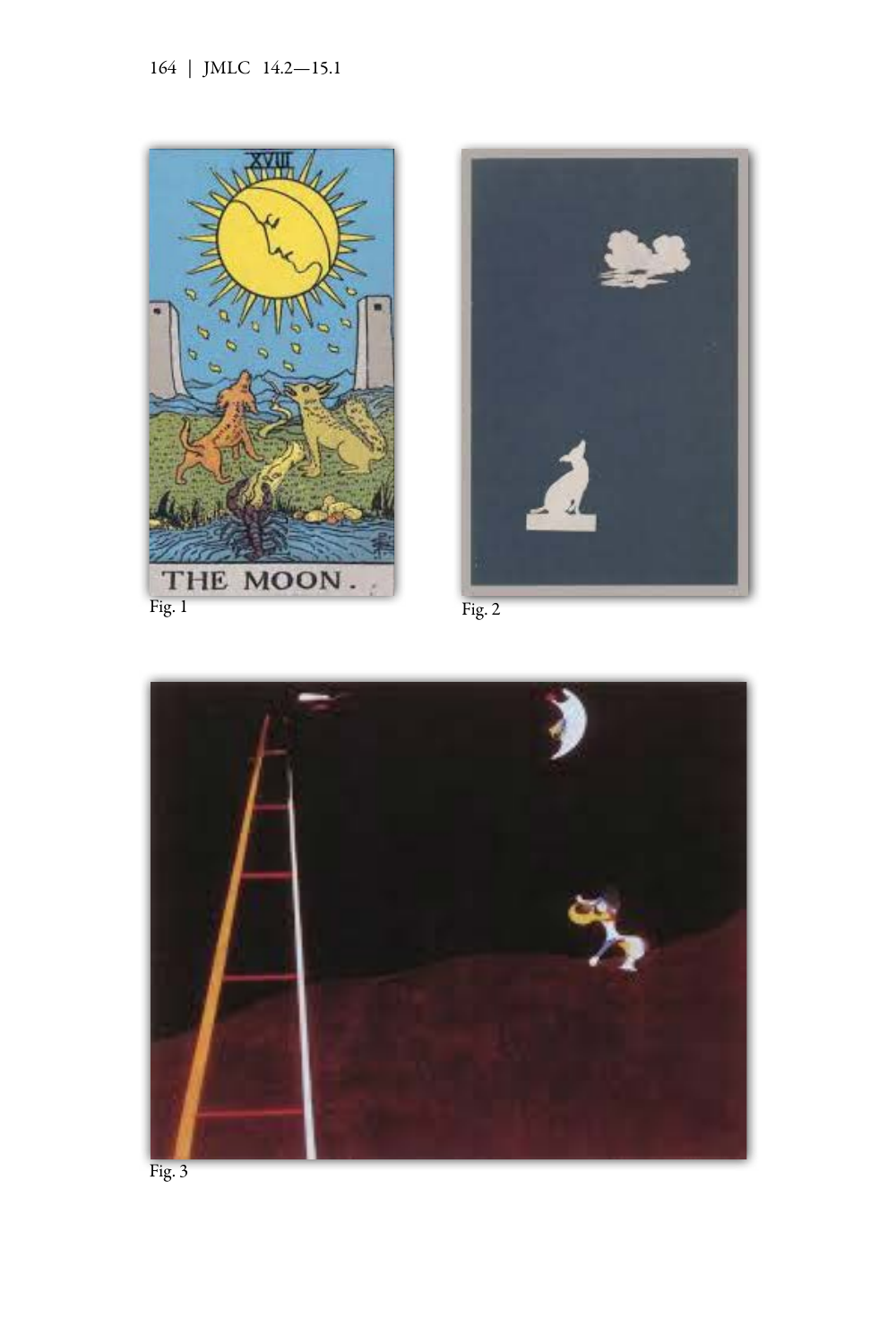Fig. 1

Fig. 2

Fig. 3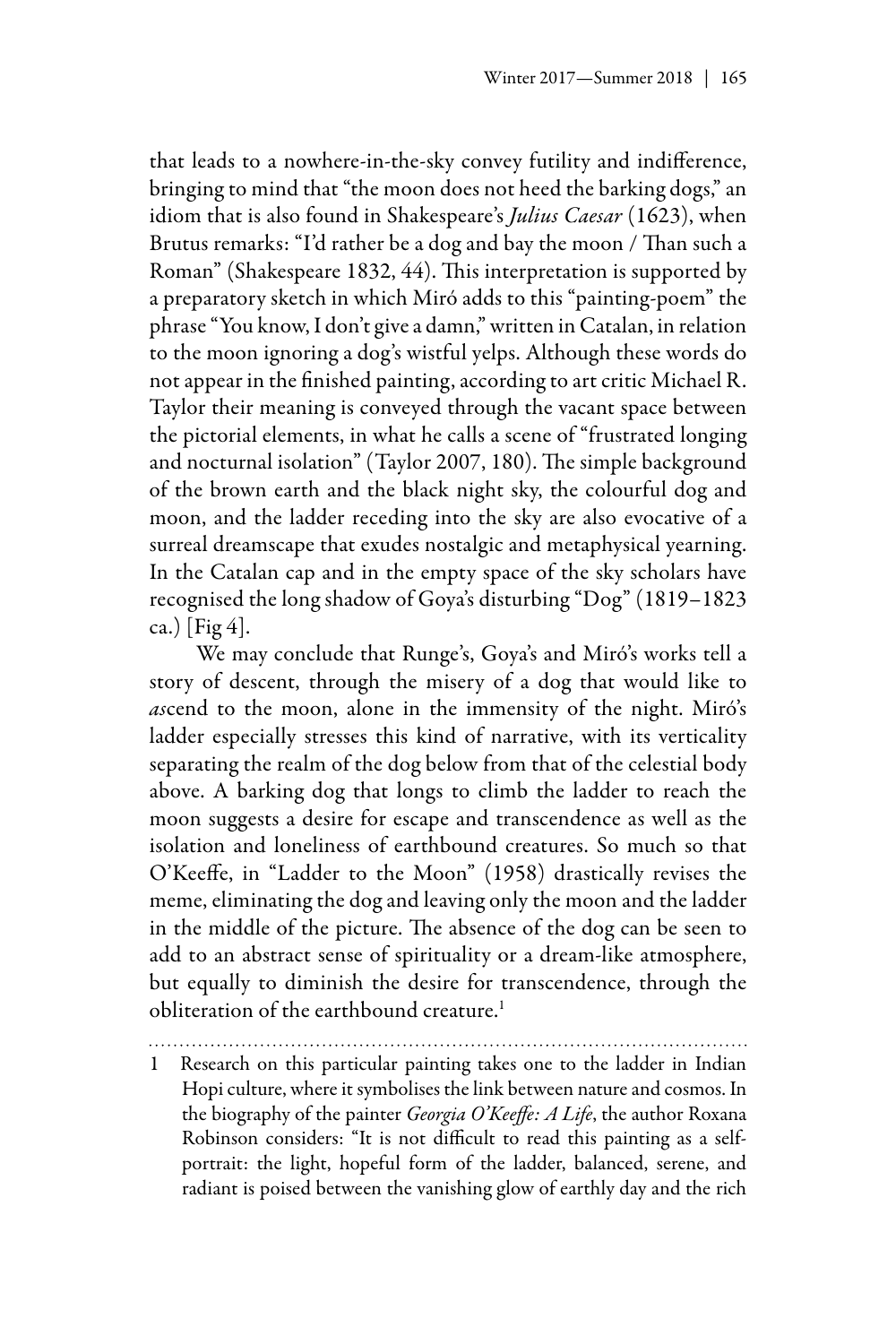that leads to a nowhere-in-the-sky convey futility and indifference, bringing to mind that "the moon does not heed the barking dogs," an idiom that is also found in Shakespeare's *Julius Caesar* (1623), when Brutus remarks: "I'd rather be a dog and bay the moon / Than such a Roman" (Shakespeare 1832, 44). This interpretation is supported by a preparatory sketch in which Miró adds to this "painting-poem" the phrase "You know, I don't give a damn," written in Catalan, in relation to the moon ignoring a dog's wistful yelps. Although these words do not appear in the finished painting, according to art critic Michael R. Taylor their meaning is conveyed through the vacant space between the pictorial elements, in what he calls a scene of "frustrated longing and nocturnal isolation" (Taylor 2007, 180). The simple background of the brown earth and the black night sky, the colourful dog and moon, and the ladder receding into the sky are also evocative of a surreal dreamscape that exudes nostalgic and metaphysical yearning. In the Catalan cap and in the empty space of the sky scholars have recognised the long shadow of Goya's disturbing "Dog" (1819–1823 ca.) [Fig 4].

We may conclude that Runge's, Goya's and Miró's works tell a story of descent, through the misery of a dog that would like to *as*cend to the moon, alone in the immensity of the night. Miró's ladder especially stresses this kind of narrative, with its verticality separating the realm of the dog below from that of the celestial body above. A barking dog that longs to climb the ladder to reach the moon suggests a desire for escape and transcendence as well as the isolation and loneliness of earthbound creatures. So much so that O'Keeffe, in "Ladder to the Moon" (1958) drastically revises the meme, eliminating the dog and leaving only the moon and the ladder in the middle of the picture. The absence of the dog can be seen to add to an abstract sense of spirituality or a dream-like atmosphere, but equally to diminish the desire for transcendence, through the obliteration of the earthbound creature.[1]

---

1 Research on this particular painting takes one to the ladder in Indian Hopi culture, where it symbolises the link between nature and cosmos. In the biography of the painter *Georgia O'Keeffe: A Life*, the author Roxana Robinson considers: "It is not difficult to read this painting as a self-portrait: the light, hopeful form of the ladder, balanced, serene, and radiant is poised between the vanishing glow of earthly day and the rich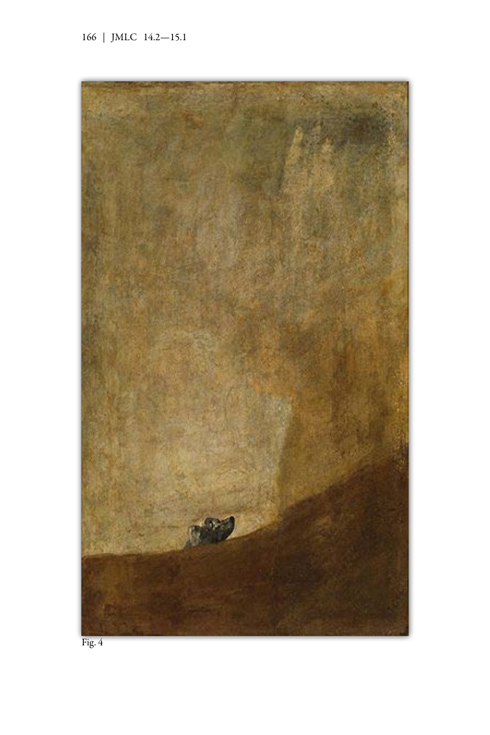Fig. 4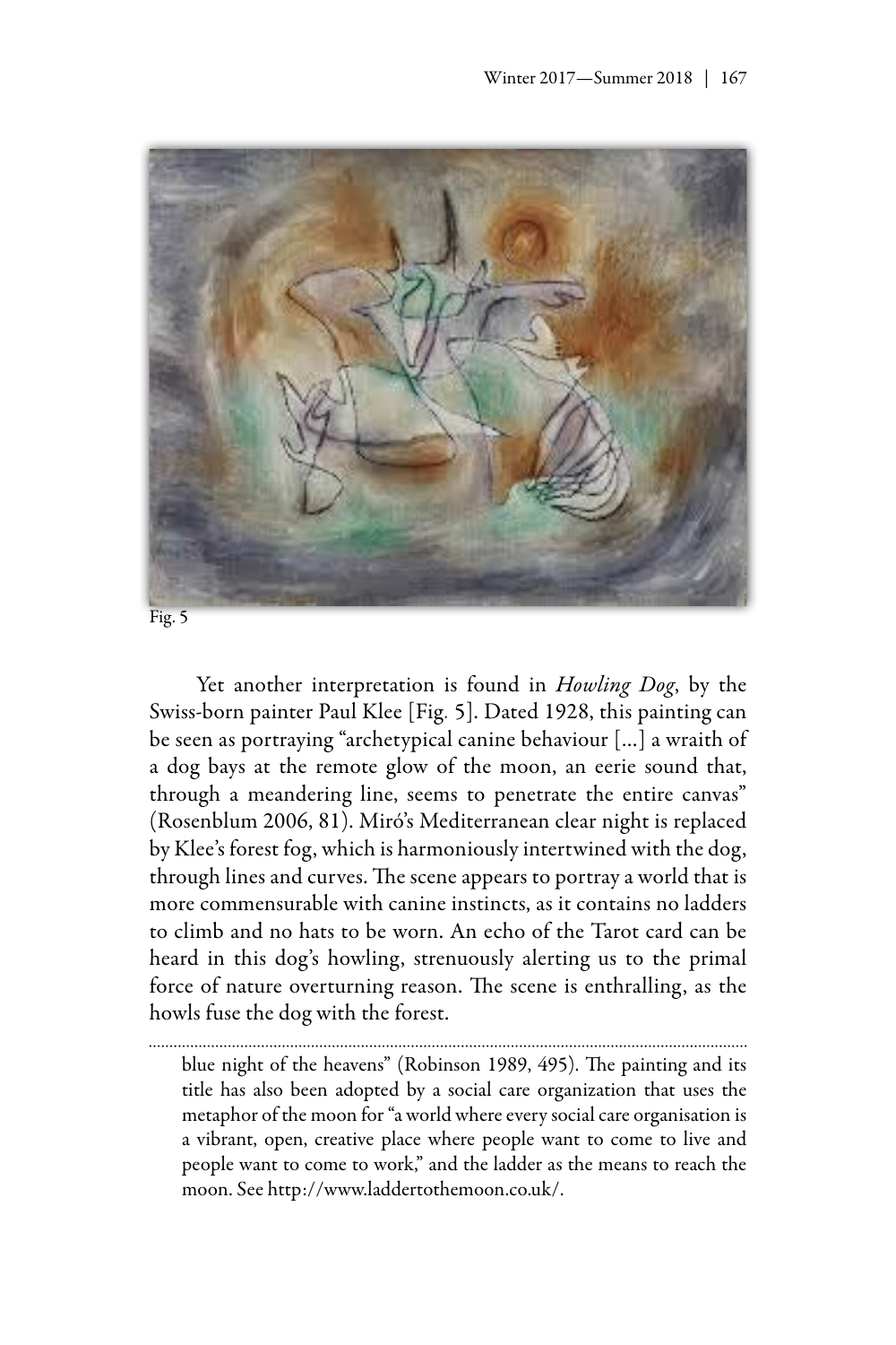Fig. 5

Yet another interpretation is found in *Howling Dog*, by the Swiss-born painter Paul Klee [Fig. 5]. Dated 1928, this painting can be seen as portraying "archetypical canine behaviour [...] a wraith of a dog bays at the remote glow of the moon, an eerie sound that, through a meandering line, seems to penetrate the entire canvas" (Rosenblum 2006, 81). Miró's Mediterranean clear night is replaced by Klee's forest fog, which is harmoniously intertwined with the dog, through lines and curves. The scene appears to portray a world that is more commensurable with canine instincts, as it contains no ladders to climb and no hats to be worn. An echo of the Tarot card can be heard in this dog's howling, strenuously alerting us to the primal force of nature overturning reason. The scene is enthralling, as the howls fuse the dog with the forest.

---

blue night of the heavens" (Robinson 1989, 495). The painting and its title has also been adopted by a social care organization that uses the metaphor of the moon for "a world where every social care organisation is a vibrant, open, creative place where people want to come to live and people want to come to work," and the ladder as the means to reach the moon. See http://www.laddertothemoon.co.uk/.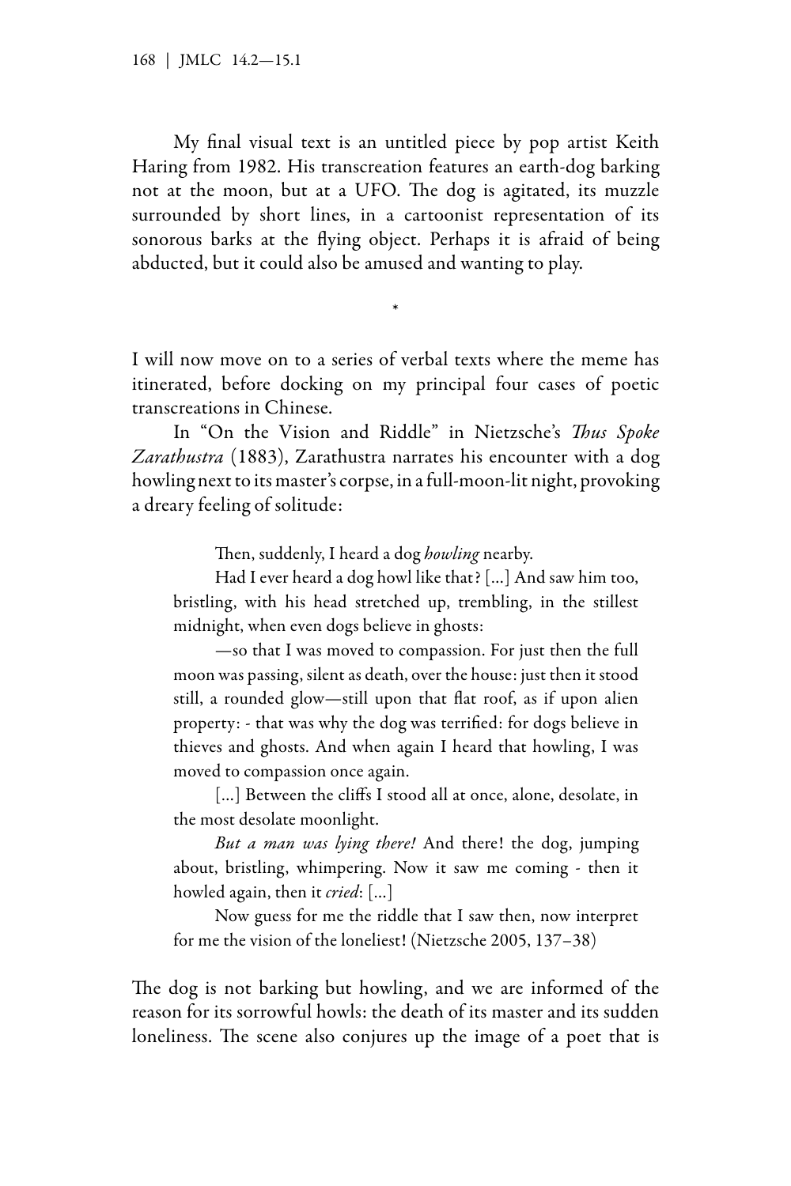My final visual text is an untitled piece by pop artist Keith Haring from 1982. His transcreation features an earth-dog barking not at the moon, but at a UFO. The dog is agitated, its muzzle surrounded by short lines, in a cartoonist representation of its sonorous barks at the flying object. Perhaps it is afraid of being abducted, but it could also be amused and wanting to play.

*

I will now move on to a series of verbal texts where the meme has itinerated, before docking on my principal four cases of poetic transcreations in Chinese.

In "On the Vision and Riddle" in Nietzsche's *Thus Spoke Zarathustra* (1883), Zarathustra narrates his encounter with a dog howling next to its master's corpse, in a full-moon-lit night, provoking a dreary feeling of solitude:

> Then, suddenly, I heard a dog *howling* nearby.
>
> Had I ever heard a dog howl like that? [...] And saw him too, bristling, with his head stretched up, trembling, in the stillest midnight, when even dogs believe in ghosts:
>
> —so that I was moved to compassion. For just then the full moon was passing, silent as death, over the house: just then it stood still, a rounded glow—still upon that flat roof, as if upon alien property: - that was why the dog was terrified: for dogs believe in thieves and ghosts. And when again I heard that howling, I was moved to compassion once again.
>
> [...] Between the cliffs I stood all at once, alone, desolate, in the most desolate moonlight.
>
> *But a man was lying there!* And there! the dog, jumping about, bristling, whimpering. Now it saw me coming - then it howled again, then it *cried*: [...]
>
> Now guess for me the riddle that I saw then, now interpret for me the vision of the loneliest! (Nietzsche 2005, 137–38)

The dog is not barking but howling, and we are informed of the reason for its sorrowful howls: the death of its master and its sudden loneliness. The scene also conjures up the image of a poet that is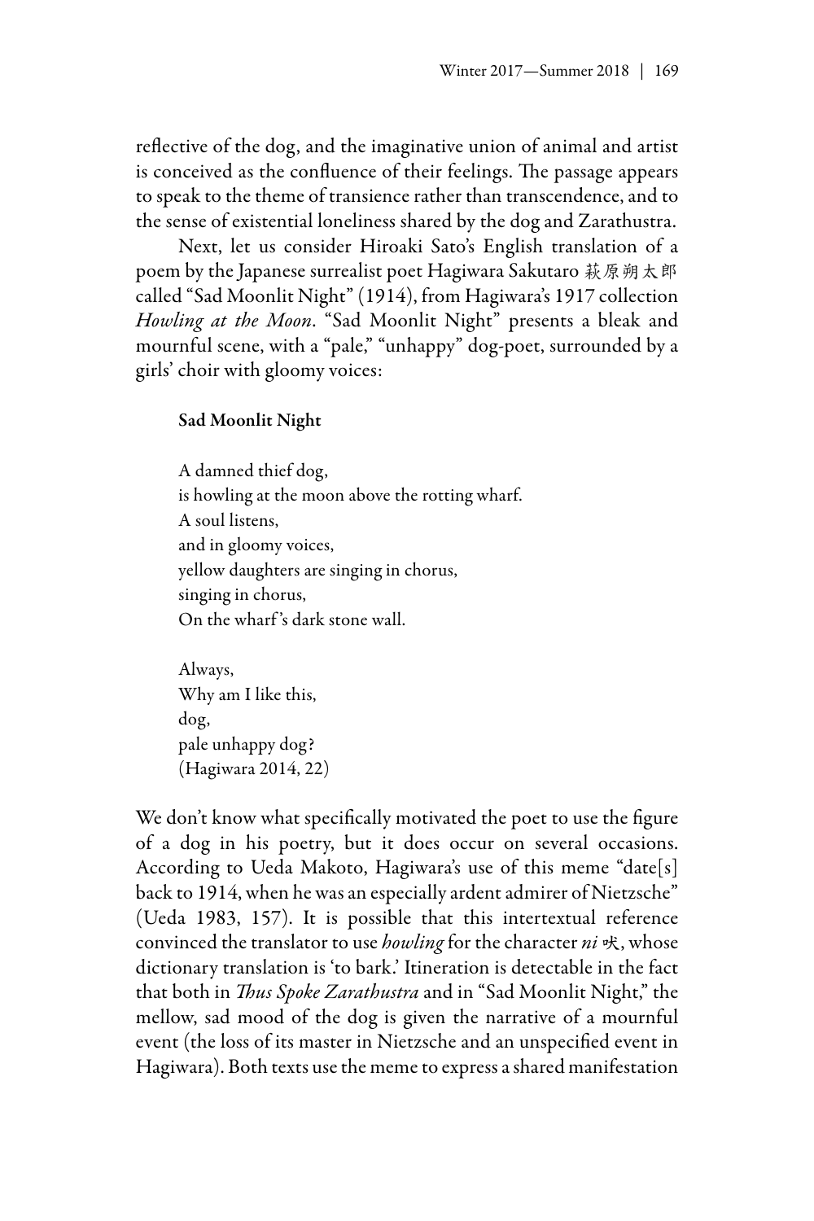reflective of the dog, and the imaginative union of animal and artist is conceived as the confluence of their feelings. The passage appears to speak to the theme of transience rather than transcendence, and to the sense of existential loneliness shared by the dog and Zarathustra.

Next, let us consider Hiroaki Sato's English translation of a poem by the Japanese surrealist poet Hagiwara Sakutaro 萩原朔太郎 called "Sad Moonlit Night" (1914), from Hagiwara's 1917 collection *Howling at the Moon*. "Sad Moonlit Night" presents a bleak and mournful scene, with a "pale," "unhappy" dog-poet, surrounded by a girls' choir with gloomy voices:

> **Sad Moonlit Night**
>
> A damned thief dog,
> is howling at the moon above the rotting wharf.
> A soul listens,
> and in gloomy voices,
> yellow daughters are singing in chorus,
> singing in chorus,
> On the wharf's dark stone wall.
>
> Always,
> Why am I like this,
> dog,
> pale unhappy dog?
> (Hagiwara 2014, 22)

We don't know what specifically motivated the poet to use the figure of a dog in his poetry, but it does occur on several occasions. According to Ueda Makoto, Hagiwara's use of this meme "date[s] back to 1914, when he was an especially ardent admirer of Nietzsche" (Ueda 1983, 157). It is possible that this intertextual reference convinced the translator to use *howling* for the character *ni* 吠, whose dictionary translation is 'to bark.' Itineration is detectable in the fact that both in *Thus Spoke Zarathustra* and in "Sad Moonlit Night," the mellow, sad mood of the dog is given the narrative of a mournful event (the loss of its master in Nietzsche and an unspecified event in Hagiwara). Both texts use the meme to express a shared manifestation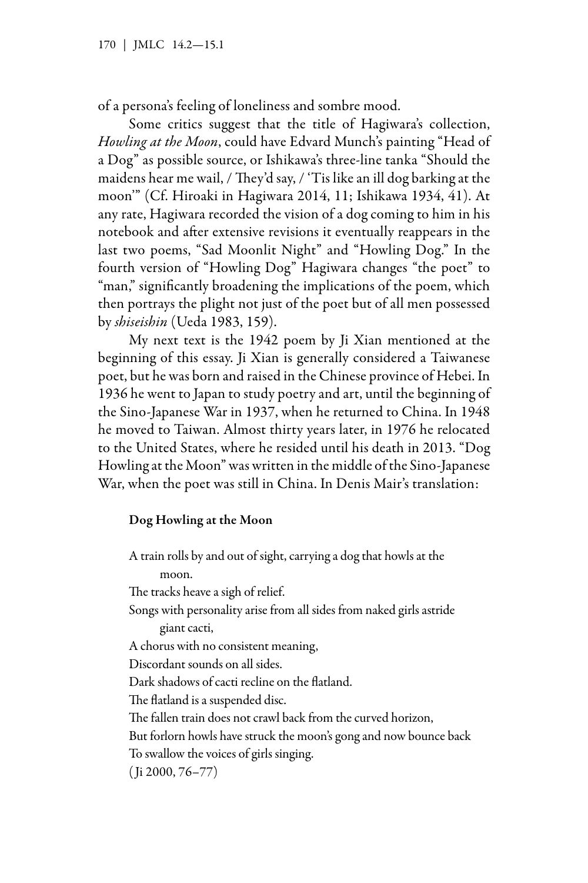of a persona's feeling of loneliness and sombre mood.

Some critics suggest that the title of Hagiwara's collection, *Howling at the Moon*, could have Edvard Munch's painting "Head of a Dog" as possible source, or Ishikawa's three-line tanka "Should the maidens hear me wail, / They'd say, / 'Tis like an ill dog barking at the moon'" (Cf. Hiroaki in Hagiwara 2014, 11; Ishikawa 1934, 41). At any rate, Hagiwara recorded the vision of a dog coming to him in his notebook and after extensive revisions it eventually reappears in the last two poems, "Sad Moonlit Night" and "Howling Dog." In the fourth version of "Howling Dog" Hagiwara changes "the poet" to "man," significantly broadening the implications of the poem, which then portrays the plight not just of the poet but of all men possessed by *shiseishin* (Ueda 1983, 159).

My next text is the 1942 poem by Ji Xian mentioned at the beginning of this essay. Ji Xian is generally considered a Taiwanese poet, but he was born and raised in the Chinese province of Hebei. In 1936 he went to Japan to study poetry and art, until the beginning of the Sino-Japanese War in 1937, when he returned to China. In 1948 he moved to Taiwan. Almost thirty years later, in 1976 he relocated to the United States, where he resided until his death in 2013. "Dog Howling at the Moon" was written in the middle of the Sino-Japanese War, when the poet was still in China. In Denis Mair's translation:

**Dog Howling at the Moon**

A train rolls by and out of sight, carrying a dog that howls at the moon.
The tracks heave a sigh of relief.
Songs with personality arise from all sides from naked girls astride giant cacti,
A chorus with no consistent meaning,
Discordant sounds on all sides.
Dark shadows of cacti recline on the flatland.
The flatland is a suspended disc.
The fallen train does not crawl back from the curved horizon,
But forlorn howls have struck the moon's gong and now bounce back
To swallow the voices of girls singing.
(Ji 2000, 76–77)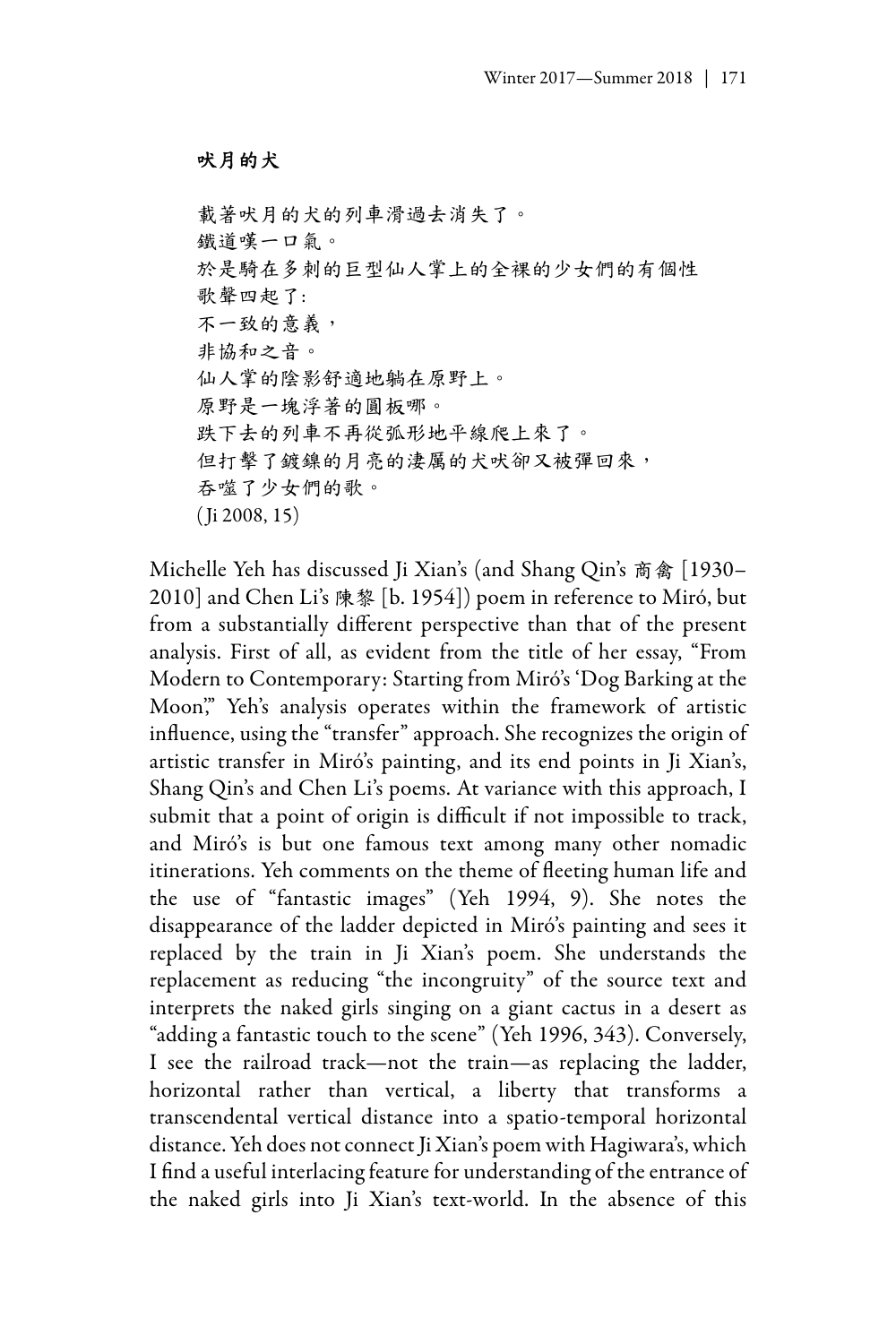**吠月的犬**

載著吠月的犬的列車滑過去消失了。  
鐵道嘆一口氣。  
於是騎在多刺的巨型仙人掌上的全裸的少女們的有個性  
歌聲四起了:  
不一致的意義，  
非協和之音。  
仙人掌的陰影舒適地躺在原野上。  
原野是一塊浮著的圓板哪。  
跌下去的列車不再從弧形地平線爬上來了。  
但打擊了鍍鎳的月亮的淒厲的犬吠卻又被彈回來，  
吞噬了少女們的歌。  
(Ji 2008, 15)

Michelle Yeh has discussed Ji Xian's (and Shang Qin's 商禽 [1930–2010] and Chen Li's 陳黎 [b. 1954]) poem in reference to Miró, but from a substantially different perspective than that of the present analysis. First of all, as evident from the title of her essay, "From Modern to Contemporary: Starting from Miró's 'Dog Barking at the Moon,'" Yeh's analysis operates within the framework of artistic influence, using the "transfer" approach. She recognizes the origin of artistic transfer in Miró's painting, and its end points in Ji Xian's, Shang Qin's and Chen Li's poems. At variance with this approach, I submit that a point of origin is difficult if not impossible to track, and Miró's is but one famous text among many other nomadic itinerations. Yeh comments on the theme of fleeting human life and the use of "fantastic images" (Yeh 1994, 9). She notes the disappearance of the ladder depicted in Miró's painting and sees it replaced by the train in Ji Xian's poem. She understands the replacement as reducing "the incongruity" of the source text and interprets the naked girls singing on a giant cactus in a desert as "adding a fantastic touch to the scene" (Yeh 1996, 343). Conversely, I see the railroad track—not the train—as replacing the ladder, horizontal rather than vertical, a liberty that transforms a transcendental vertical distance into a spatio-temporal horizontal distance. Yeh does not connect Ji Xian's poem with Hagiwara's, which I find a useful interlacing feature for understanding of the entrance of the naked girls into Ji Xian's text-world. In the absence of this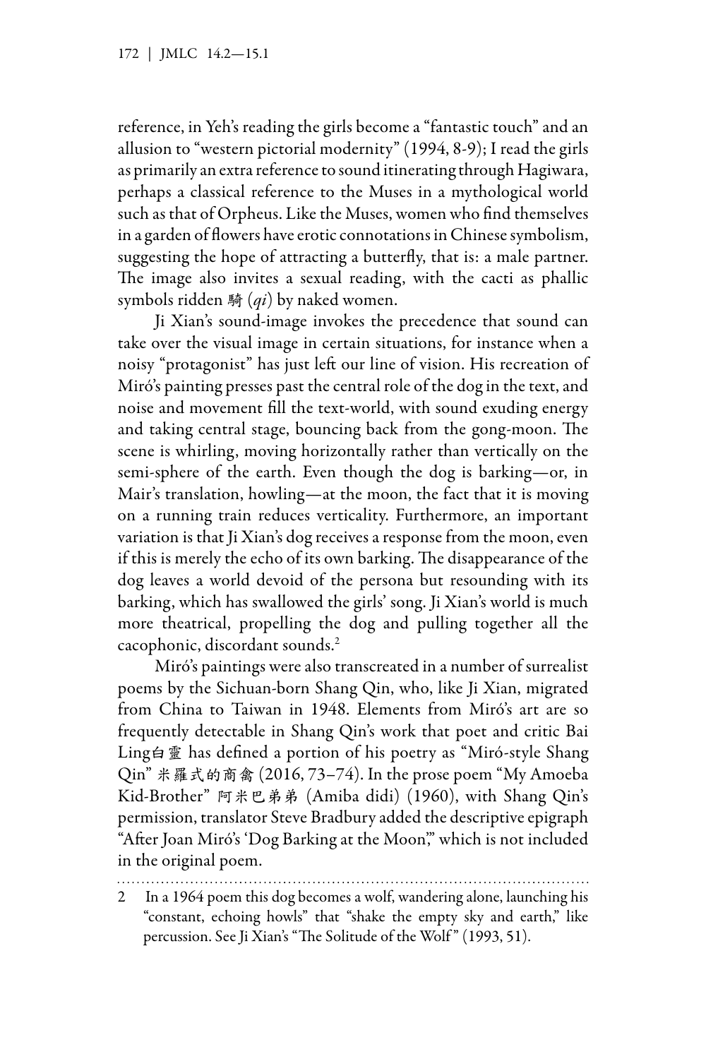reference, in Yeh's reading the girls become a "fantastic touch" and an allusion to "western pictorial modernity" (1994, 8-9); I read the girls as primarily an extra reference to sound itinerating through Hagiwara, perhaps a classical reference to the Muses in a mythological world such as that of Orpheus. Like the Muses, women who find themselves in a garden of flowers have erotic connotations in Chinese symbolism, suggesting the hope of attracting a butterfly, that is: a male partner. The image also invites a sexual reading, with the cacti as phallic symbols ridden 騎 (*qi*) by naked women.

Ji Xian's sound-image invokes the precedence that sound can take over the visual image in certain situations, for instance when a noisy "protagonist" has just left our line of vision. His recreation of Miró's painting presses past the central role of the dog in the text, and noise and movement fill the text-world, with sound exuding energy and taking central stage, bouncing back from the gong-moon. The scene is whirling, moving horizontally rather than vertically on the semi-sphere of the earth. Even though the dog is barking—or, in Mair's translation, howling—at the moon, the fact that it is moving on a running train reduces verticality. Furthermore, an important variation is that Ji Xian's dog receives a response from the moon, even if this is merely the echo of its own barking. The disappearance of the dog leaves a world devoid of the persona but resounding with its barking, which has swallowed the girls' song. Ji Xian's world is much more theatrical, propelling the dog and pulling together all the cacophonic, discordant sounds.[2]

Miró's paintings were also transcreated in a number of surrealist poems by the Sichuan-born Shang Qin, who, like Ji Xian, migrated from China to Taiwan in 1948. Elements from Miró's art are so frequently detectable in Shang Qin's work that poet and critic Bai Ling白靈 has defined a portion of his poetry as "Miró-style Shang Qin" 米羅式的商禽 (2016, 73–74). In the prose poem "My Amoeba Kid-Brother" 阿米巴弟弟 (Amiba didi) (1960), with Shang Qin's permission, translator Steve Bradbury added the descriptive epigraph "After Joan Miró's 'Dog Barking at the Moon,'" which is not included in the original poem.

---

2 In a 1964 poem this dog becomes a wolf, wandering alone, launching his "constant, echoing howls" that "shake the empty sky and earth," like percussion. See Ji Xian's "The Solitude of the Wolf" (1993, 51).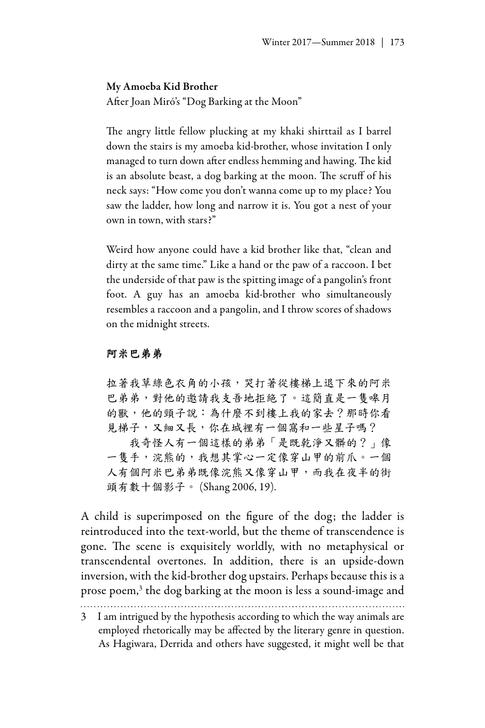**My Amoeba Kid Brother**

After Joan Miró's "Dog Barking at the Moon"

The angry little fellow plucking at my khaki shirttail as I barrel down the stairs is my amoeba kid-brother, whose invitation I only managed to turn down after endless hemming and hawing. The kid is an absolute beast, a dog barking at the moon. The scruff of his neck says: "How come you don't wanna come up to my place? You saw the ladder, how long and narrow it is. You got a nest of your own in town, with stars?"

Weird how anyone could have a kid brother like that, "clean and dirty at the same time." Like a hand or the paw of a raccoon. I bet the underside of that paw is the spitting image of a pangolin's front foot. A guy has an amoeba kid-brother who simultaneously resembles a raccoon and a pangolin, and I throw scores of shadows on the midnight streets.

**阿米巴弟弟**

拉著我草綠色衣角的小孩，哭打著從樓梯上退下來的阿米巴弟弟，對他的邀請我支吾地拒絕了。這簡直是一隻嗥月的獸，他的頸子說：為什麼不到樓上我的家去？那時你看見梯子，又細又長，你在城裡有一個窩和一些星子嗎？

我奇怪人有一個這樣的弟弟「是既乾淨又髒的？」像一隻手，浣熊的，我想其掌心一定像穿山甲的前爪。一個人有個阿米巴弟弟既像浣熊又像穿山甲，而我在夜半的街頭有數十個影子。 (Shang 2006, 19).

A child is superimposed on the figure of the dog; the ladder is reintroduced into the text-world, but the theme of transcendence is gone. The scene is exquisitely worldly, with no metaphysical or transcendental overtones. In addition, there is an upside-down inversion, with the kid-brother dog upstairs. Perhaps because this is a prose poem,[3] the dog barking at the moon is less a sound-image and

---

3 I am intrigued by the hypothesis according to which the way animals are employed rhetorically may be affected by the literary genre in question. As Hagiwara, Derrida and others have suggested, it might well be that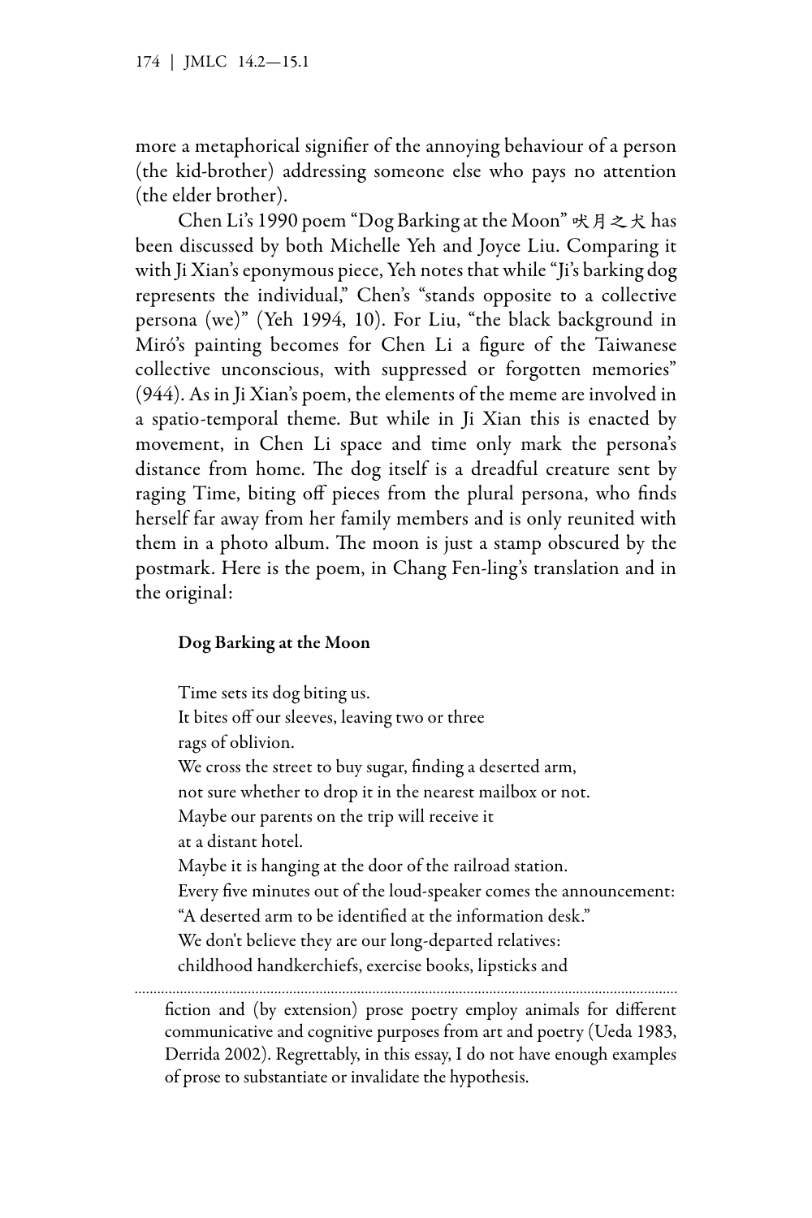more a metaphorical signifier of the annoying behaviour of a person (the kid-brother) addressing someone else who pays no attention (the elder brother).

Chen Li's 1990 poem "Dog Barking at the Moon" 吠月之犬 has been discussed by both Michelle Yeh and Joyce Liu. Comparing it with Ji Xian's eponymous piece, Yeh notes that while "Ji's barking dog represents the individual," Chen's "stands opposite to a collective persona (we)" (Yeh 1994, 10). For Liu, "the black background in Miró's painting becomes for Chen Li a figure of the Taiwanese collective unconscious, with suppressed or forgotten memories" (944). As in Ji Xian's poem, the elements of the meme are involved in a spatio-temporal theme. But while in Ji Xian this is enacted by movement, in Chen Li space and time only mark the persona's distance from home. The dog itself is a dreadful creature sent by raging Time, biting off pieces from the plural persona, who finds herself far away from her family members and is only reunited with them in a photo album. The moon is just a stamp obscured by the postmark. Here is the poem, in Chang Fen-ling's translation and in the original:

**Dog Barking at the Moon**

Time sets its dog biting us.  
It bites off our sleeves, leaving two or three  
rags of oblivion.  
We cross the street to buy sugar, finding a deserted arm,  
not sure whether to drop it in the nearest mailbox or not.  
Maybe our parents on the trip will receive it  
at a distant hotel.  
Maybe it is hanging at the door of the railroad station.  
Every five minutes out of the loud-speaker comes the announcement:  
"A deserted arm to be identified at the information desk."  
We don't believe they are our long-departed relatives:  
childhood handkerchiefs, exercise books, lipsticks and

---

fiction and (by extension) prose poetry employ animals for different communicative and cognitive purposes from art and poetry (Ueda 1983, Derrida 2002). Regrettably, in this essay, I do not have enough examples of prose to substantiate or invalidate the hypothesis.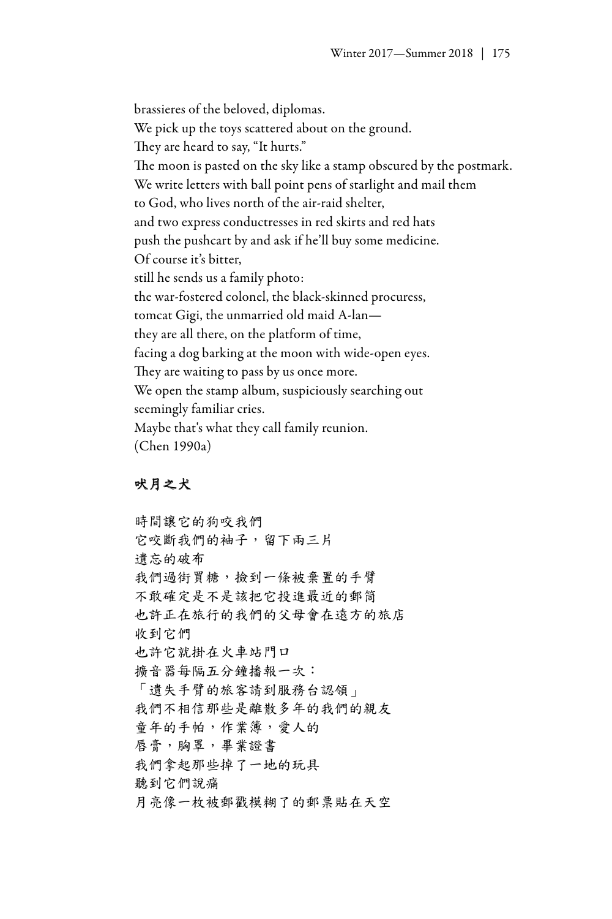brassieres of the beloved, diplomas.
We pick up the toys scattered about on the ground.
They are heard to say, "It hurts."
The moon is pasted on the sky like a stamp obscured by the postmark.
We write letters with ball point pens of starlight and mail them
to God, who lives north of the air-raid shelter,
and two express conductresses in red skirts and red hats
push the pushcart by and ask if he'll buy some medicine.
Of course it's bitter,
still he sends us a family photo:
the war-fostered colonel, the black-skinned procuress,
tomcat Gigi, the unmarried old maid A-lan—
they are all there, on the platform of time,
facing a dog barking at the moon with wide-open eyes.
They are waiting to pass by us once more.
We open the stamp album, suspiciously searching out
seemingly familiar cries.
Maybe that's what they call family reunion.
(Chen 1990a)

**吠月之犬**

時間讓它的狗咬我們
它咬斷我們的袖子，留下兩三片
遺忘的破布
我們過街買糖，撿到一條被棄置的手臂
不敢確定是不是該把它投進最近的郵筒
也許正在旅行的我們的父母會在遠方的旅店
收到它們
也許它就掛在火車站門口
擴音器每隔五分鐘播報一次：
「遺失手臂的旅客請到服務台認領」
我們不相信那些是離散多年的我們的親友
童年的手帕，作業簿，愛人的
唇膏，胸罩，畢業證書
我們拿起那些掉了一地的玩具
聽到它們說痛
月亮像一枚被郵戳模糊了的郵票貼在天空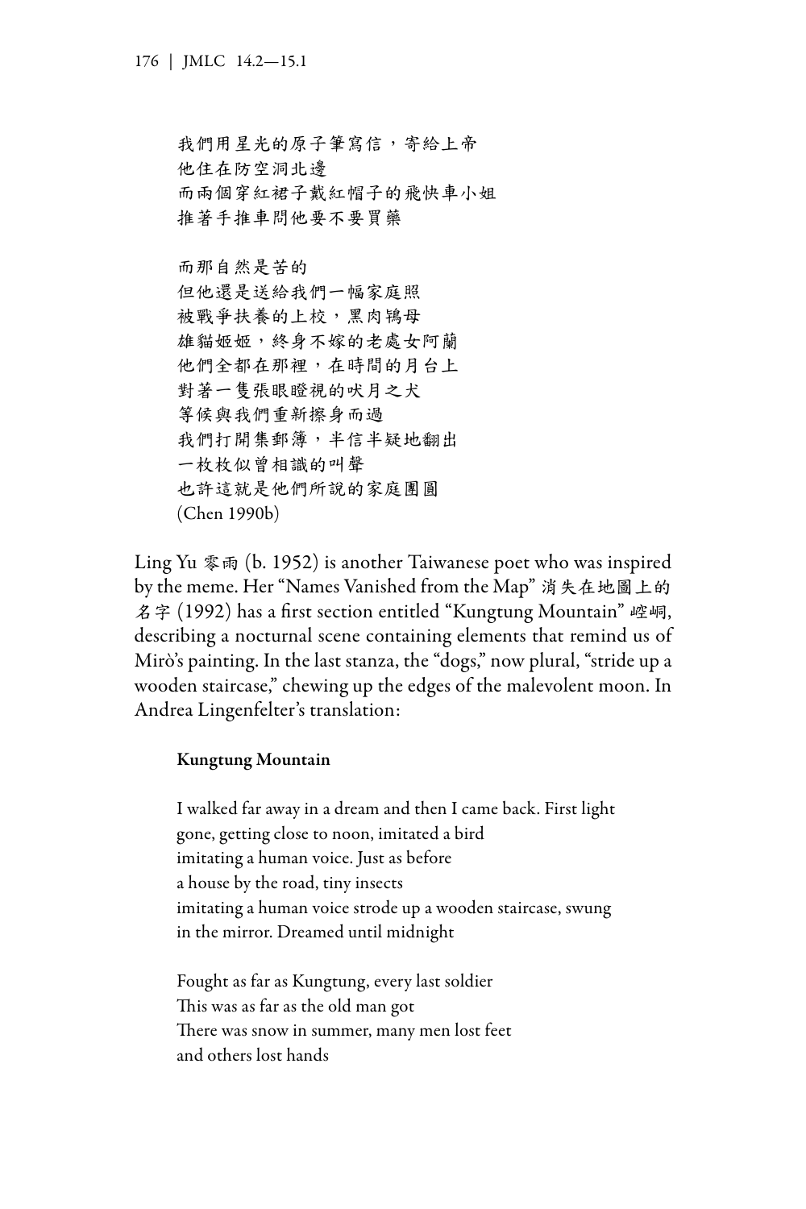我們用星光的原子筆寫信，寄給上帝
他住在防空洞北邊
而兩個穿紅裙子戴紅帽子的飛快車小姐
推著手推車問他要不要買藥

而那自然是苦的
但他還是送給我們一幅家庭照
被戰爭扶養的上校，黑肉鴇母
雄貓姬姬，終身不嫁的老處女阿蘭
他們全都在那裡，在時間的月台上
對著一隻張眼瞪視的吠月之犬
等候與我們重新擦身而過
我們打開集郵簿，半信半疑地翻出
一枚枚似曾相識的叫聲
也許這就是他們所說的家庭團圓
(Chen 1990b)

Ling Yu 零雨 (b. 1952) is another Taiwanese poet who was inspired by the meme. Her "Names Vanished from the Map" 消失在地圖上的名字 (1992) has a first section entitled "Kungtung Mountain" 崆峒, describing a nocturnal scene containing elements that remind us of Mirò's painting. In the last stanza, the "dogs," now plural, "stride up a wooden staircase," chewing up the edges of the malevolent moon. In Andrea Lingenfelter's translation:

**Kungtung Mountain**

I walked far away in a dream and then I came back. First light
gone, getting close to noon, imitated a bird
imitating a human voice. Just as before
a house by the road, tiny insects
imitating a human voice strode up a wooden staircase, swung
in the mirror. Dreamed until midnight

Fought as far as Kungtung, every last soldier
This was as far as the old man got
There was snow in summer, many men lost feet
and others lost hands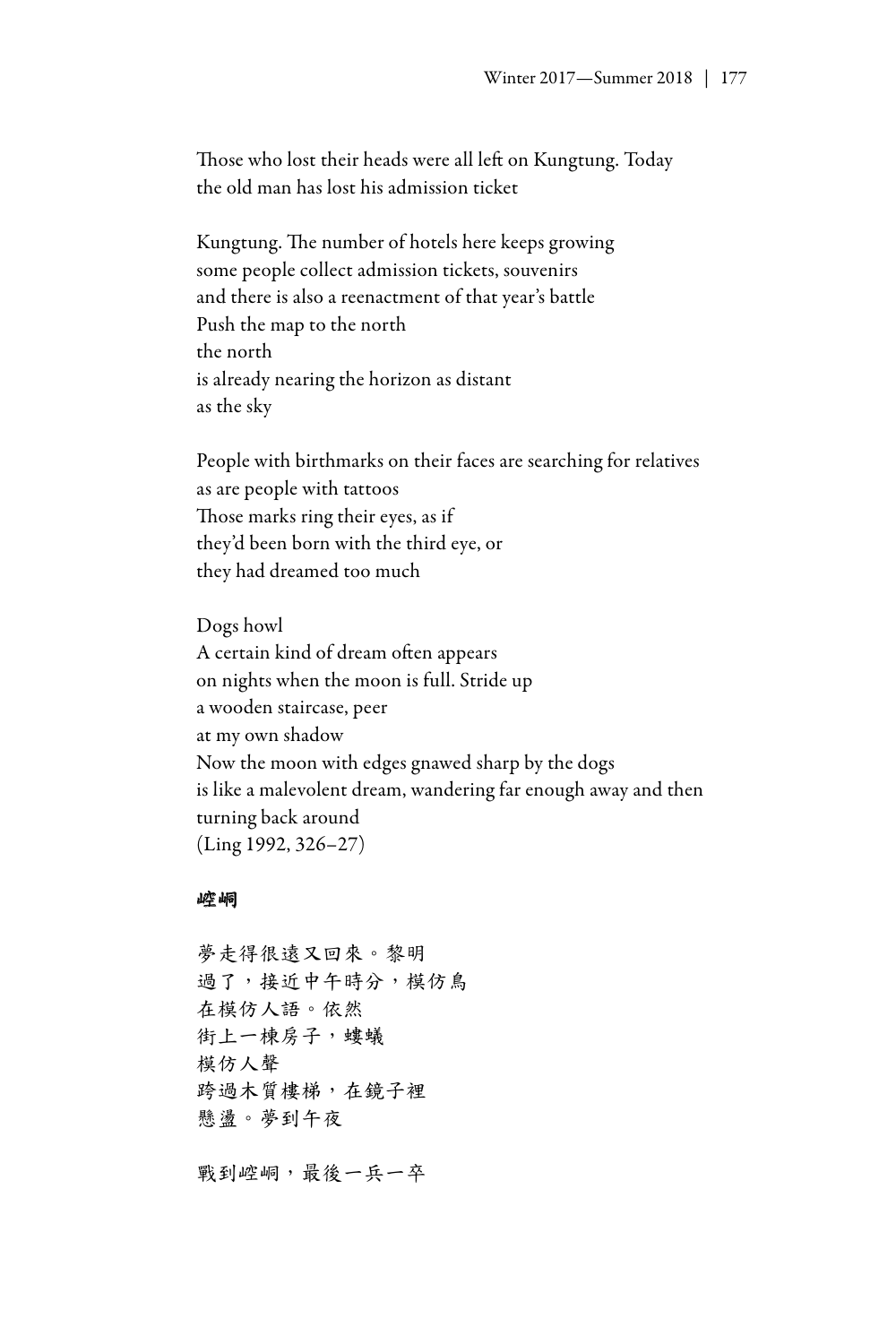Those who lost their heads were all left on Kungtung. Today
the old man has lost his admission ticket

Kungtung. The number of hotels here keeps growing
some people collect admission tickets, souvenirs
and there is also a reenactment of that year's battle
Push the map to the north
the north
is already nearing the horizon as distant
as the sky

People with birthmarks on their faces are searching for relatives
as are people with tattoos
Those marks ring their eyes, as if
they'd been born with the third eye, or
they had dreamed too much

Dogs howl
A certain kind of dream often appears
on nights when the moon is full. Stride up
a wooden staircase, peer
at my own shadow
Now the moon with edges gnawed sharp by the dogs
is like a malevolent dream, wandering far enough away and then
turning back around
(Ling 1992, 326–27)

**崆峒**

夢走得很遠又回來。黎明
過了，接近中午時分，模仿鳥
在模仿人語。依然
街上一棟房子，螻蟻
模仿人聲
跨過木質樓梯，在鏡子裡
懸盪。夢到午夜

戰到崆峒，最後一兵一卒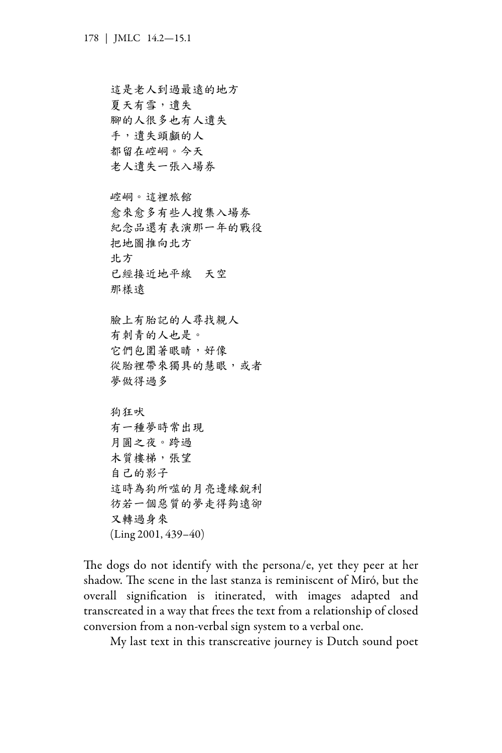這是老人到過最遠的地方
夏天有雪，遺失
腳的人很多也有人遺失
手，遺失頭顱的人
都留在崆峒。今天
老人遺失一張入場券

崆峒。這裡旅館
愈來愈多有些人搜集入場券
紀念品還有表演那一年的戰役
把地圖推向北方
北方
已經接近地平線　天空
那樣遠

臉上有胎記的人尋找親人
有刺青的人也是。
它們包圍著眼睛，好像
從胎裡帶來獨具的慧眼，或者
夢做得過多

狗狂吠
有一種夢時常出現
月圓之夜。跨過
木質樓梯，張望
自己的影子
這時為狗所噬的月亮邊緣銳利
彷若一個惡質的夢走得夠遠卻
又轉過身來
(Ling 2001, 439–40)

The dogs do not identify with the persona/e, yet they peer at her shadow. The scene in the last stanza is reminiscent of Miró, but the overall signification is itinerated, with images adapted and transcreated in a way that frees the text from a relationship of closed conversion from a non-verbal sign system to a verbal one.

My last text in this transcreative journey is Dutch sound poet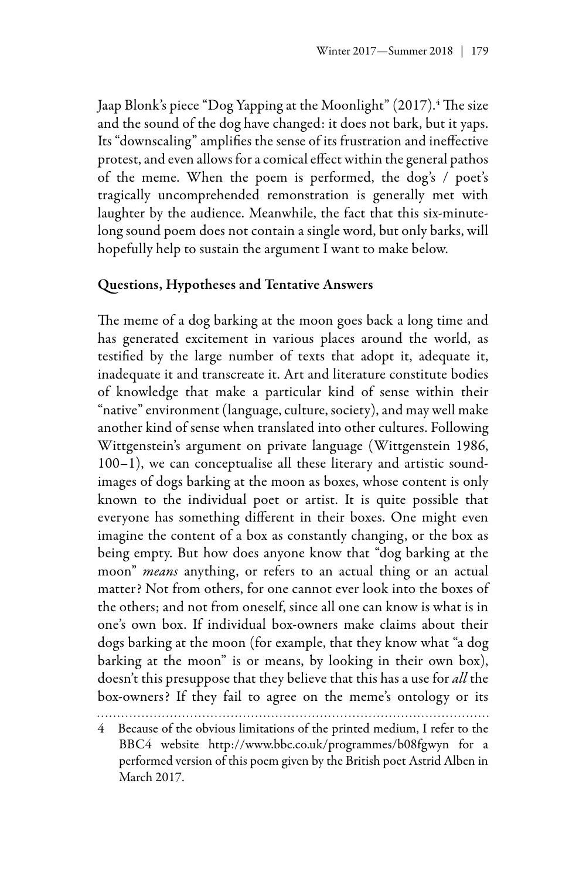Jaap Blonk's piece "Dog Yapping at the Moonlight" (2017).[4] The size and the sound of the dog have changed: it does not bark, but it yaps. Its "downscaling" amplifies the sense of its frustration and ineffective protest, and even allows for a comical effect within the general pathos of the meme. When the poem is performed, the dog's / poet's tragically uncomprehended remonstration is generally met with laughter by the audience. Meanwhile, the fact that this six-minute-long sound poem does not contain a single word, but only barks, will hopefully help to sustain the argument I want to make below.

## Questions, Hypotheses and Tentative Answers

The meme of a dog barking at the moon goes back a long time and has generated excitement in various places around the world, as testified by the large number of texts that adopt it, adequate it, inadequate it and transcreate it. Art and literature constitute bodies of knowledge that make a particular kind of sense within their "native" environment (language, culture, society), and may well make another kind of sense when translated into other cultures. Following Wittgenstein's argument on private language (Wittgenstein 1986, 100–1), we can conceptualise all these literary and artistic sound-images of dogs barking at the moon as boxes, whose content is only known to the individual poet or artist. It is quite possible that everyone has something different in their boxes. One might even imagine the content of a box as constantly changing, or the box as being empty. But how does anyone know that "dog barking at the moon" *means* anything, or refers to an actual thing or an actual matter? Not from others, for one cannot ever look into the boxes of the others; and not from oneself, since all one can know is what is in one's own box. If individual box-owners make claims about their dogs barking at the moon (for example, that they know what "a dog barking at the moon" is or means, by looking in their own box), doesn't this presuppose that they believe that this has a use for *all* the box-owners? If they fail to agree on the meme's ontology or its

---

4 Because of the obvious limitations of the printed medium, I refer to the BBC4 website http://www.bbc.co.uk/programmes/b08fgwyn for a performed version of this poem given by the British poet Astrid Alben in March 2017.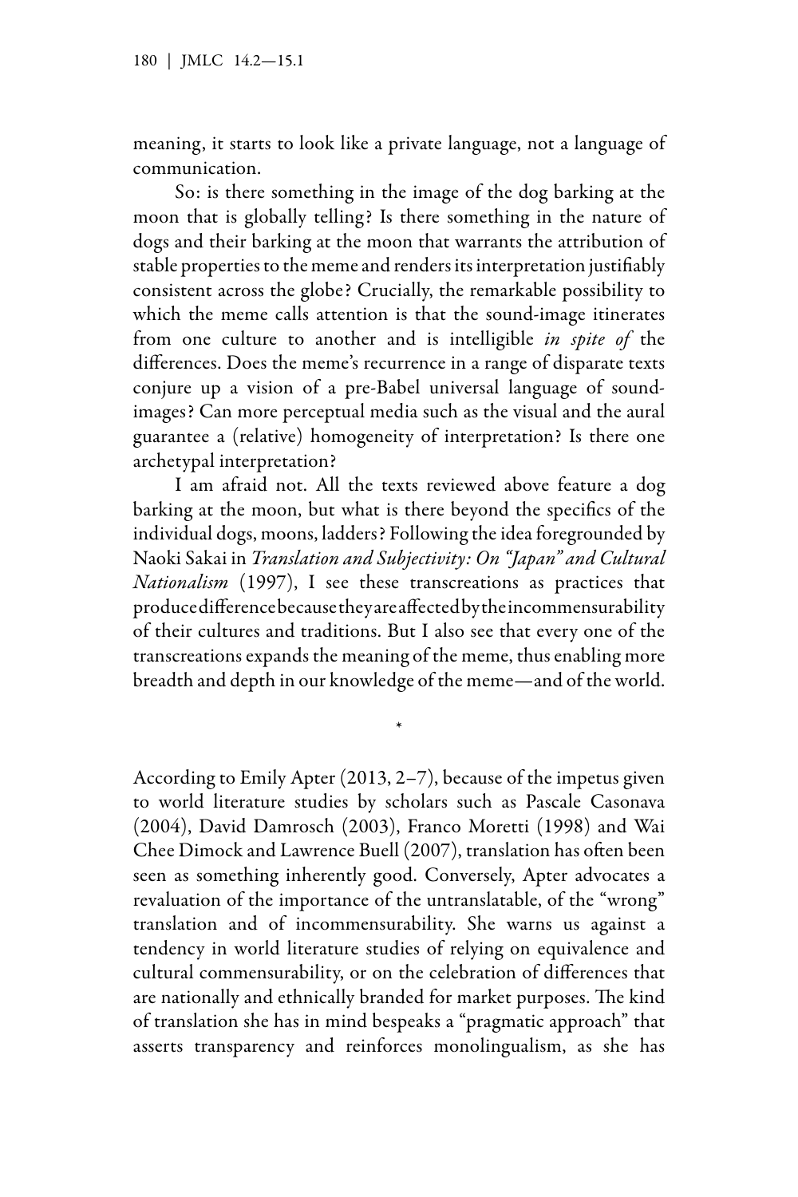meaning, it starts to look like a private language, not a language of communication.

So: is there something in the image of the dog barking at the moon that is globally telling? Is there something in the nature of dogs and their barking at the moon that warrants the attribution of stable properties to the meme and renders its interpretation justifiably consistent across the globe? Crucially, the remarkable possibility to which the meme calls attention is that the sound-image itinerates from one culture to another and is intelligible *in spite of* the differences. Does the meme's recurrence in a range of disparate texts conjure up a vision of a pre-Babel universal language of sound-images? Can more perceptual media such as the visual and the aural guarantee a (relative) homogeneity of interpretation? Is there one archetypal interpretation?

I am afraid not. All the texts reviewed above feature a dog barking at the moon, but what is there beyond the specifics of the individual dogs, moons, ladders? Following the idea foregrounded by Naoki Sakai in *Translation and Subjectivity: On "Japan" and Cultural Nationalism* (1997), I see these transcreations as practices that produce difference because they are affected by the incommensurability of their cultures and traditions. But I also see that every one of the transcreations expands the meaning of the meme, thus enabling more breadth and depth in our knowledge of the meme—and of the world.

\*

According to Emily Apter (2013, 2–7), because of the impetus given to world literature studies by scholars such as Pascale Casonava (2004), David Damrosch (2003), Franco Moretti (1998) and Wai Chee Dimock and Lawrence Buell (2007), translation has often been seen as something inherently good. Conversely, Apter advocates a revaluation of the importance of the untranslatable, of the "wrong" translation and of incommensurability. She warns us against a tendency in world literature studies of relying on equivalence and cultural commensurability, or on the celebration of differences that are nationally and ethnically branded for market purposes. The kind of translation she has in mind bespeaks a "pragmatic approach" that asserts transparency and reinforces monolingualism, as she has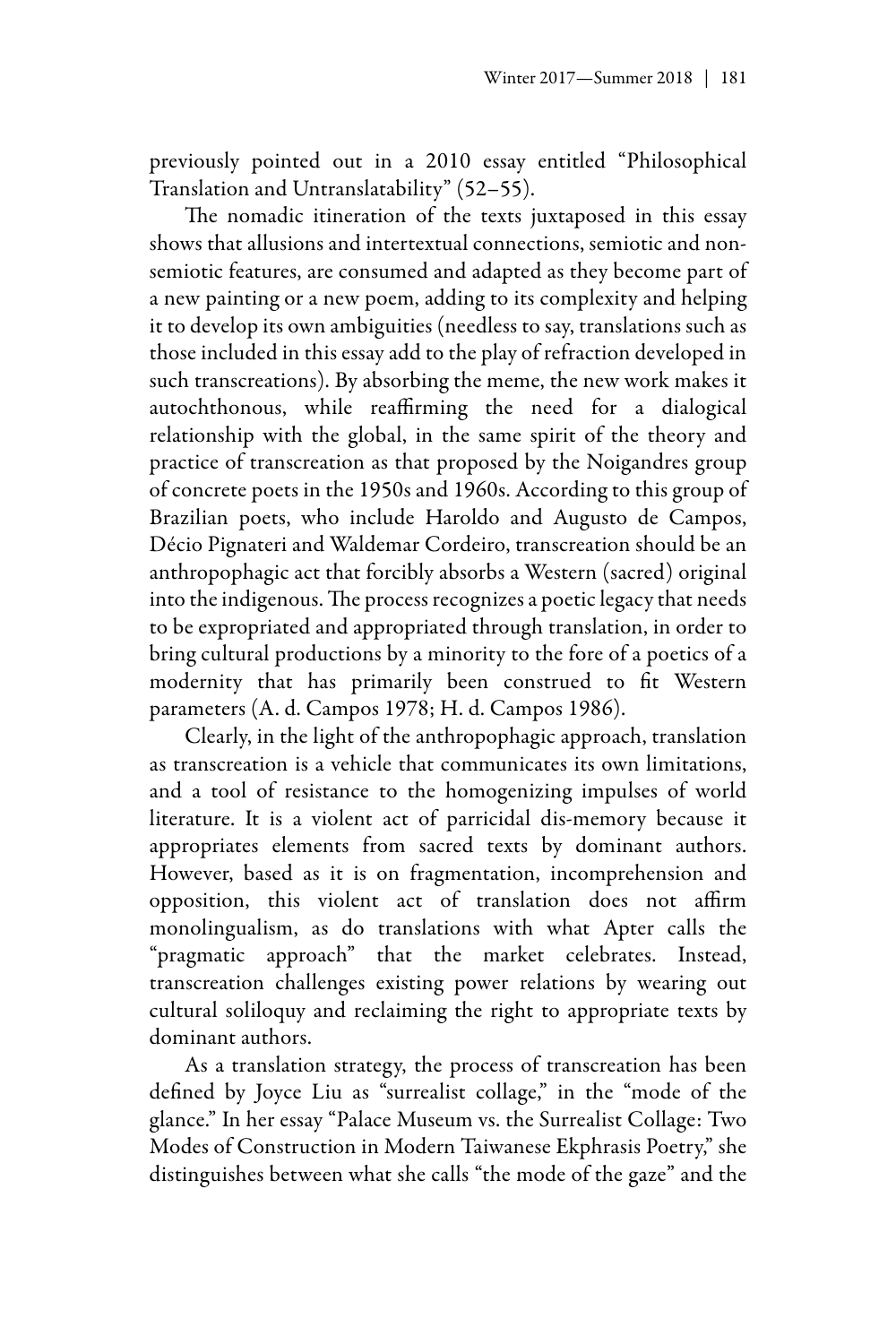previously pointed out in a 2010 essay entitled "Philosophical Translation and Untranslatability" (52–55).

The nomadic itineration of the texts juxtaposed in this essay shows that allusions and intertextual connections, semiotic and non-semiotic features, are consumed and adapted as they become part of a new painting or a new poem, adding to its complexity and helping it to develop its own ambiguities (needless to say, translations such as those included in this essay add to the play of refraction developed in such transcreations). By absorbing the meme, the new work makes it autochthonous, while reaffirming the need for a dialogical relationship with the global, in the same spirit of the theory and practice of transcreation as that proposed by the Noigandres group of concrete poets in the 1950s and 1960s. According to this group of Brazilian poets, who include Haroldo and Augusto de Campos, Décio Pignateri and Waldemar Cordeiro, transcreation should be an anthropophagic act that forcibly absorbs a Western (sacred) original into the indigenous. The process recognizes a poetic legacy that needs to be expropriated and appropriated through translation, in order to bring cultural productions by a minority to the fore of a poetics of a modernity that has primarily been construed to fit Western parameters (A. d. Campos 1978; H. d. Campos 1986).

Clearly, in the light of the anthropophagic approach, translation as transcreation is a vehicle that communicates its own limitations, and a tool of resistance to the homogenizing impulses of world literature. It is a violent act of parricidal dis-memory because it appropriates elements from sacred texts by dominant authors. However, based as it is on fragmentation, incomprehension and opposition, this violent act of translation does not affirm monolingualism, as do translations with what Apter calls the "pragmatic approach" that the market celebrates. Instead, transcreation challenges existing power relations by wearing out cultural soliloquy and reclaiming the right to appropriate texts by dominant authors.

As a translation strategy, the process of transcreation has been defined by Joyce Liu as "surrealist collage," in the "mode of the glance." In her essay "Palace Museum vs. the Surrealist Collage: Two Modes of Construction in Modern Taiwanese Ekphrasis Poetry," she distinguishes between what she calls "the mode of the gaze" and the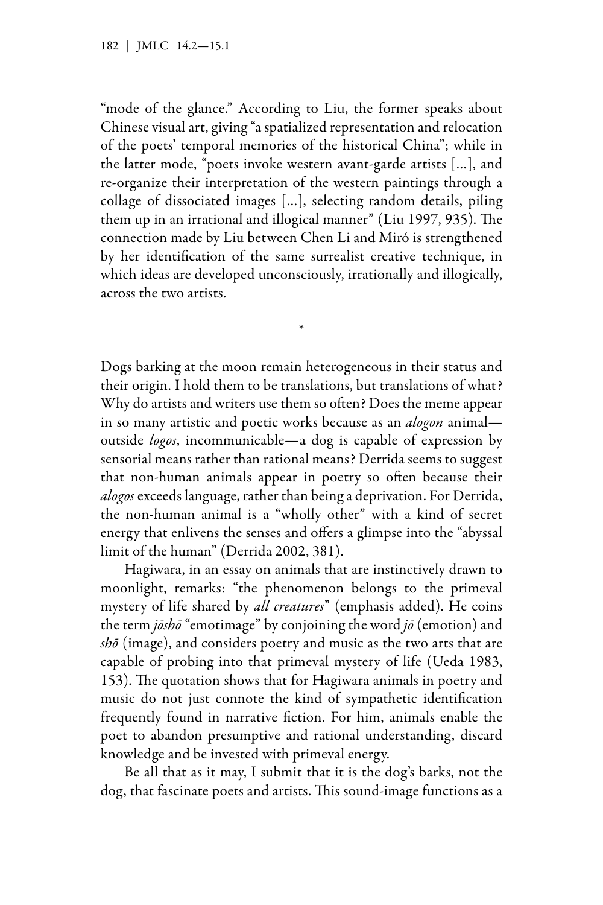"mode of the glance." According to Liu, the former speaks about Chinese visual art, giving "a spatialized representation and relocation of the poets' temporal memories of the historical China"; while in the latter mode, "poets invoke western avant-garde artists [...], and re-organize their interpretation of the western paintings through a collage of dissociated images [...], selecting random details, piling them up in an irrational and illogical manner" (Liu 1997, 935). The connection made by Liu between Chen Li and Miró is strengthened by her identification of the same surrealist creative technique, in which ideas are developed unconsciously, irrationally and illogically, across the two artists.

*

Dogs barking at the moon remain heterogeneous in their status and their origin. I hold them to be translations, but translations of what? Why do artists and writers use them so often? Does the meme appear in so many artistic and poetic works because as an *alogon* animal—outside *logos*, incommunicable—a dog is capable of expression by sensorial means rather than rational means? Derrida seems to suggest that non-human animals appear in poetry so often because their *alogos* exceeds language, rather than being a deprivation. For Derrida, the non-human animal is a "wholly other" with a kind of secret energy that enlivens the senses and offers a glimpse into the "abyssal limit of the human" (Derrida 2002, 381).

Hagiwara, in an essay on animals that are instinctively drawn to moonlight, remarks: "the phenomenon belongs to the primeval mystery of life shared by *all creatures*" (emphasis added). He coins the term *jōshō* "emotimage" by conjoining the word *jō* (emotion) and *shō* (image), and considers poetry and music as the two arts that are capable of probing into that primeval mystery of life (Ueda 1983, 153). The quotation shows that for Hagiwara animals in poetry and music do not just connote the kind of sympathetic identification frequently found in narrative fiction. For him, animals enable the poet to abandon presumptive and rational understanding, discard knowledge and be invested with primeval energy.

Be all that as it may, I submit that it is the dog's barks, not the dog, that fascinate poets and artists. This sound-image functions as a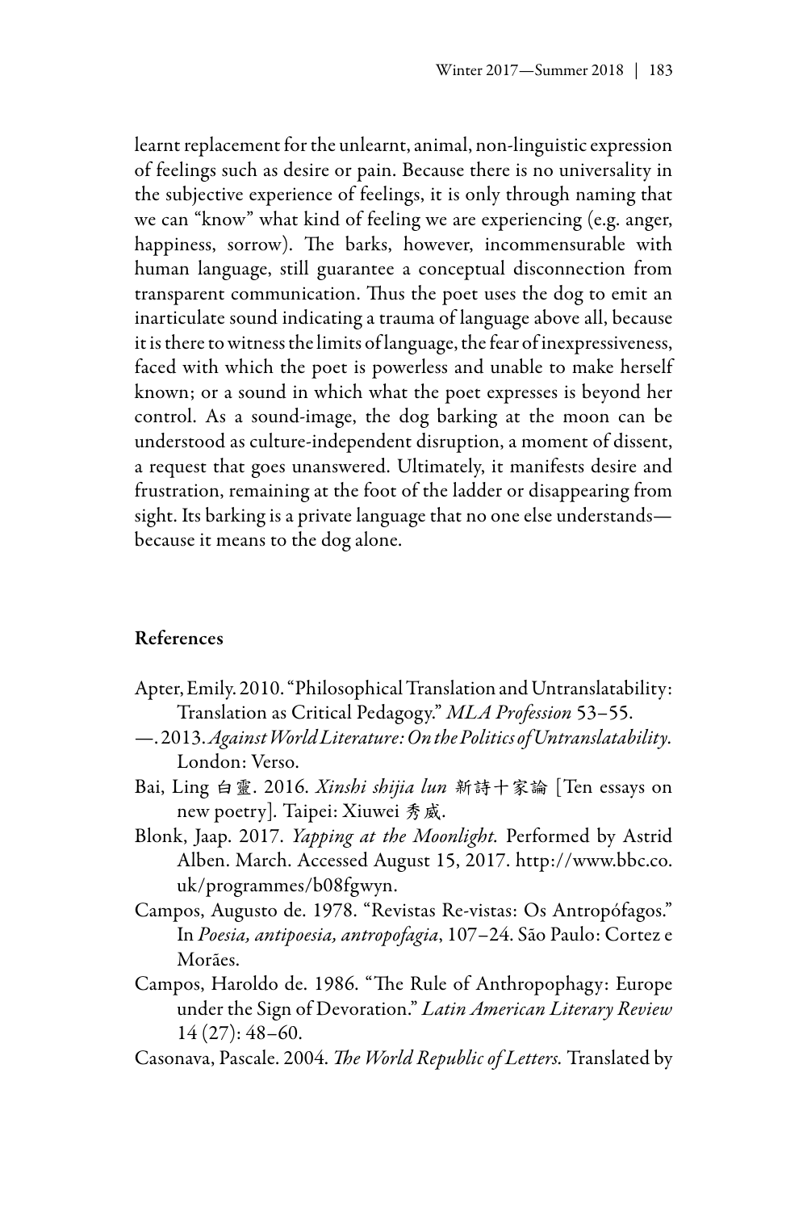learnt replacement for the unlearnt, animal, non-linguistic expression of feelings such as desire or pain. Because there is no universality in the subjective experience of feelings, it is only through naming that we can "know" what kind of feeling we are experiencing (e.g. anger, happiness, sorrow). The barks, however, incommensurable with human language, still guarantee a conceptual disconnection from transparent communication. Thus the poet uses the dog to emit an inarticulate sound indicating a trauma of language above all, because it is there to witness the limits of language, the fear of inexpressiveness, faced with which the poet is powerless and unable to make herself known; or a sound in which what the poet expresses is beyond her control. As a sound-image, the dog barking at the moon can be understood as culture-independent disruption, a moment of dissent, a request that goes unanswered. Ultimately, it manifests desire and frustration, remaining at the foot of the ladder or disappearing from sight. Its barking is a private language that no one else understands—because it means to the dog alone.

## References

Apter, Emily. 2010. "Philosophical Translation and Untranslatability: Translation as Critical Pedagogy." *MLA Profession* 53–55.

—. 2013. *Against World Literature: On the Politics of Untranslatability.* London: Verso.

Bai, Ling 白靈. 2016. *Xinshi shijia lun* 新詩十家論 [Ten essays on new poetry]. Taipei: Xiuwei 秀威.

Blonk, Jaap. 2017. *Yapping at the Moonlight.* Performed by Astrid Alben. March. Accessed August 15, 2017. http://www.bbc.co.uk/programmes/b08fgwyn.

Campos, Augusto de. 1978. "Revistas Re-vistas: Os Antropófagos." In *Poesia, antipoesia, antropofagia*, 107–24. São Paulo: Cortez e Morães.

Campos, Haroldo de. 1986. "The Rule of Anthropophagy: Europe under the Sign of Devoration." *Latin American Literary Review* 14 (27): 48–60.

Casonava, Pascale. 2004. *The World Republic of Letters.* Translated by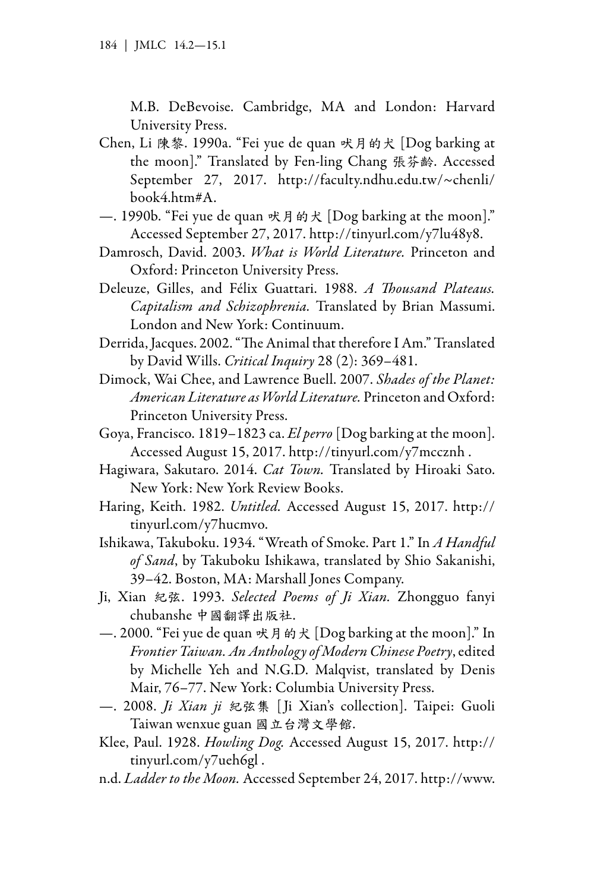M.B. DeBevoise. Cambridge, MA and London: Harvard University Press.

Chen, Li 陳黎. 1990a. "Fei yue de quan 吠月的犬 [Dog barking at the moon]." Translated by Fen-ling Chang 張芬齡. Accessed September 27, 2017. http://faculty.ndhu.edu.tw/~chenli/book4.htm#A.

—. 1990b. "Fei yue de quan 吠月的犬 [Dog barking at the moon]." Accessed September 27, 2017. http://tinyurl.com/y7lu48y8.

Damrosch, David. 2003. *What is World Literature.* Princeton and Oxford: Princeton University Press.

Deleuze, Gilles, and Félix Guattari. 1988. *A Thousand Plateaus. Capitalism and Schizophrenia.* Translated by Brian Massumi. London and New York: Continuum.

Derrida, Jacques. 2002. "The Animal that therefore I Am." Translated by David Wills. *Critical Inquiry* 28 (2): 369–481.

Dimock, Wai Chee, and Lawrence Buell. 2007. *Shades of the Planet: American Literature as World Literature.* Princeton and Oxford: Princeton University Press.

Goya, Francisco. 1819–1823 ca. *El perro* [Dog barking at the moon]. Accessed August 15, 2017. http://tinyurl.com/y7mccznh .

Hagiwara, Sakutaro. 2014. *Cat Town.* Translated by Hiroaki Sato. New York: New York Review Books.

Haring, Keith. 1982. *Untitled.* Accessed August 15, 2017. http://tinyurl.com/y7hucmvo.

Ishikawa, Takuboku. 1934. "Wreath of Smoke. Part 1." In *A Handful of Sand*, by Takuboku Ishikawa, translated by Shio Sakanishi, 39–42. Boston, MA: Marshall Jones Company.

Ji, Xian 紀弦. 1993. *Selected Poems of Ji Xian.* Zhongguo fanyi chubanshe 中國翻譯出版社.

—. 2000. "Fei yue de quan 吠月的犬 [Dog barking at the moon]." In *Frontier Taiwan. An Anthology of Modern Chinese Poetry*, edited by Michelle Yeh and N.G.D. Malqvist, translated by Denis Mair, 76–77. New York: Columbia University Press.

—. 2008. *Ji Xian ji* 紀弦集 [Ji Xian's collection]. Taipei: Guoli Taiwan wenxue guan 國立台灣文學館.

Klee, Paul. 1928. *Howling Dog.* Accessed August 15, 2017. http://tinyurl.com/y7ueh6gl .

n.d. *Ladder to the Moon.* Accessed September 24, 2017. http://www.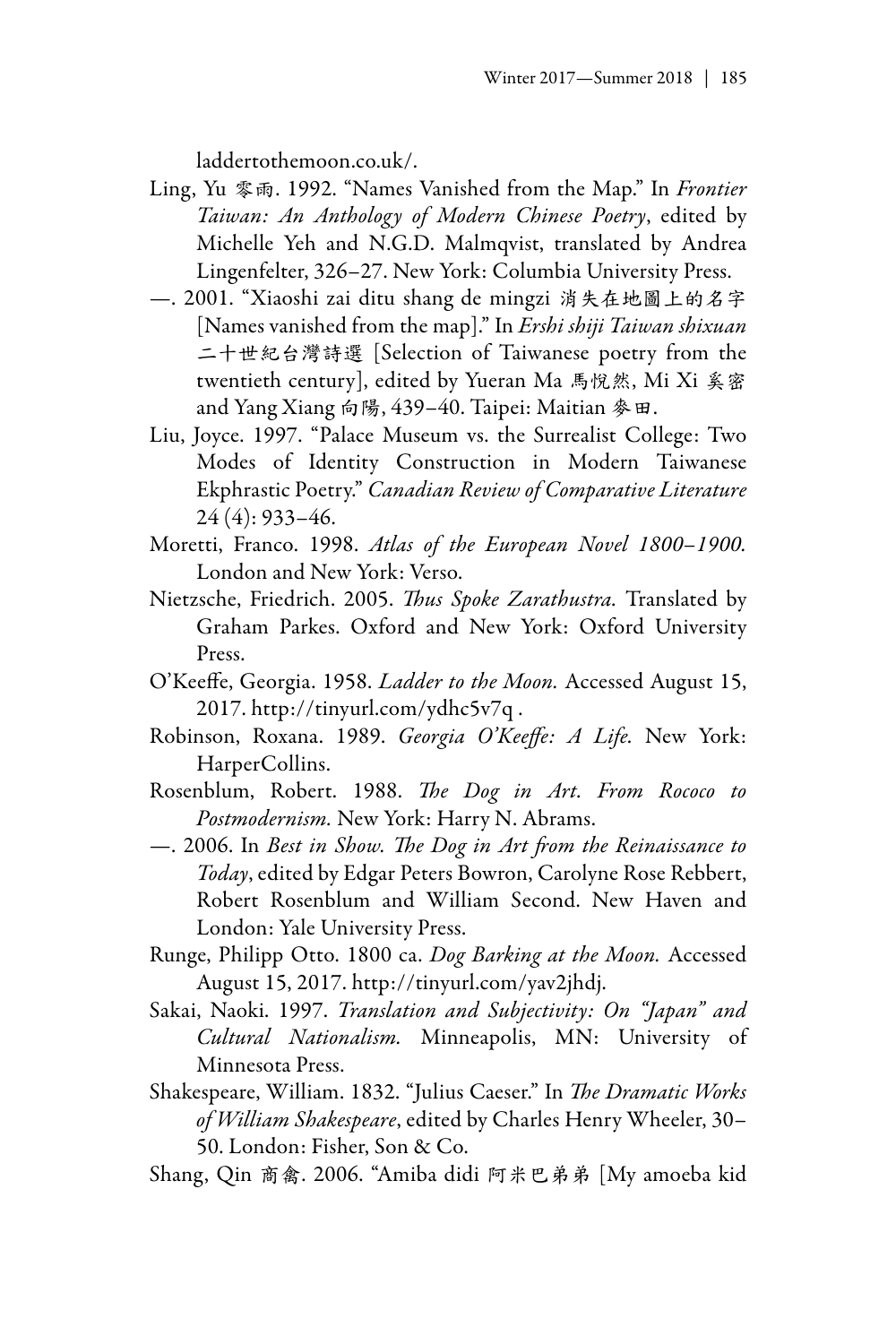laddertothemoon.co.uk/.

Ling, Yu 零雨. 1992. "Names Vanished from the Map." In *Frontier Taiwan: An Anthology of Modern Chinese Poetry*, edited by Michelle Yeh and N.G.D. Malmqvist, translated by Andrea Lingenfelter, 326–27. New York: Columbia University Press.

—. 2001. "Xiaoshi zai ditu shang de mingzi 消失在地圖上的名字 [Names vanished from the map]." In *Ershi shiji Taiwan shixuan* 二十世紀台灣詩選 [Selection of Taiwanese poetry from the twentieth century], edited by Yueran Ma 馬悅然, Mi Xi 奚密 and Yang Xiang 向陽, 439–40. Taipei: Maitian 麥田.

Liu, Joyce. 1997. "Palace Museum vs. the Surrealist College: Two Modes of Identity Construction in Modern Taiwanese Ekphrastic Poetry." *Canadian Review of Comparative Literature* 24 (4): 933–46.

Moretti, Franco. 1998. *Atlas of the European Novel 1800–1900.* London and New York: Verso.

Nietzsche, Friedrich. 2005. *Thus Spoke Zarathustra.* Translated by Graham Parkes. Oxford and New York: Oxford University Press.

O'Keeffe, Georgia. 1958. *Ladder to the Moon.* Accessed August 15, 2017. http://tinyurl.com/ydhc5v7q .

Robinson, Roxana. 1989. *Georgia O'Keeffe: A Life.* New York: HarperCollins.

Rosenblum, Robert. 1988. *The Dog in Art. From Rococo to Postmodernism.* New York: Harry N. Abrams.

—. 2006. In *Best in Show. The Dog in Art from the Reinaissance to Today*, edited by Edgar Peters Bowron, Carolyne Rose Rebbert, Robert Rosenblum and William Second. New Haven and London: Yale University Press.

Runge, Philipp Otto. 1800 ca. *Dog Barking at the Moon.* Accessed August 15, 2017. http://tinyurl.com/yav2jhdj.

Sakai, Naoki. 1997. *Translation and Subjectivity: On "Japan" and Cultural Nationalism.* Minneapolis, MN: University of Minnesota Press.

Shakespeare, William. 1832. "Julius Caeser." In *The Dramatic Works of William Shakespeare*, edited by Charles Henry Wheeler, 30–50. London: Fisher, Son & Co.

Shang, Qin 商禽. 2006. "Amiba didi 阿米巴弟弟 [My amoeba kid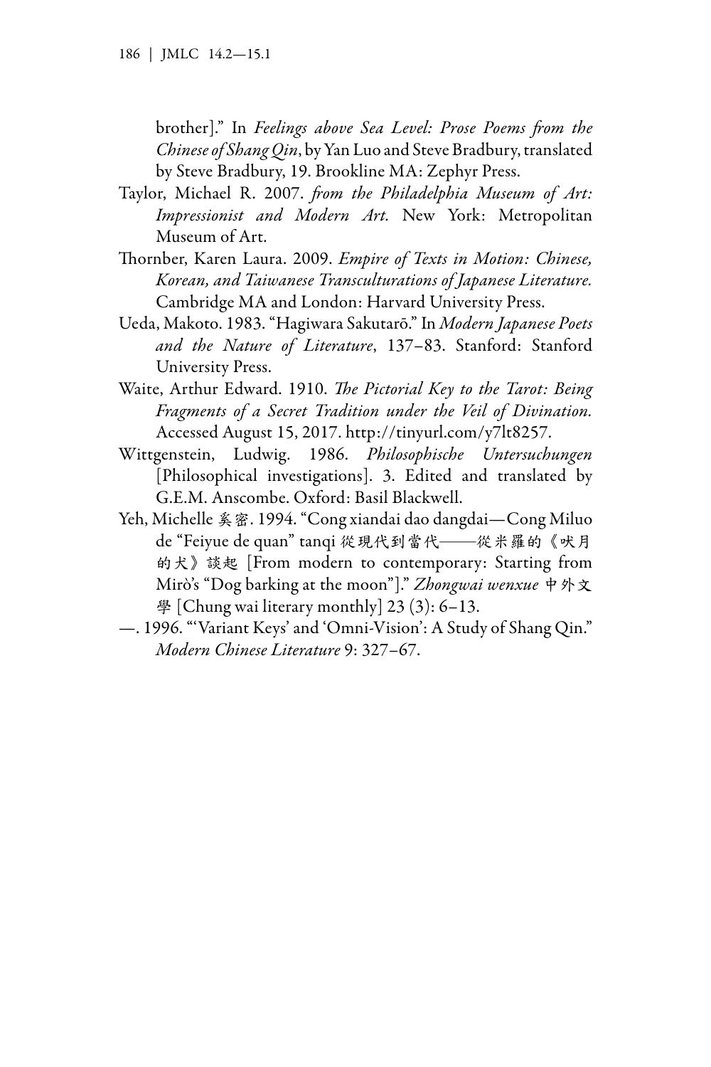brother].” In *Feelings above Sea Level: Prose Poems from the Chinese of Shang Qin*, by Yan Luo and Steve Bradbury, translated by Steve Bradbury, 19. Brookline MA: Zephyr Press.

Taylor, Michael R. 2007. *from the Philadelphia Museum of Art: Impressionist and Modern Art.* New York: Metropolitan Museum of Art.

Thornber, Karen Laura. 2009. *Empire of Texts in Motion: Chinese, Korean, and Taiwanese Transculturations of Japanese Literature.* Cambridge MA and London: Harvard University Press.

Ueda, Makoto. 1983. “Hagiwara Sakutarō.” In *Modern Japanese Poets and the Nature of Literature*, 137–83. Stanford: Stanford University Press.

Waite, Arthur Edward. 1910. *The Pictorial Key to the Tarot: Being Fragments of a Secret Tradition under the Veil of Divination.* Accessed August 15, 2017. http://tinyurl.com/y7lt8257.

Wittgenstein, Ludwig. 1986. *Philosophische Untersuchungen* [Philosophical investigations]. 3. Edited and translated by G.E.M. Anscombe. Oxford: Basil Blackwell.

Yeh, Michelle 奚密. 1994. “Cong xiandai dao dangdai—Cong Miluo de “Feiyue de quan” tanqi 從現代到當代——從米羅的《吠月的犬》談起 [From modern to contemporary: Starting from Mirò’s “Dog barking at the moon”].” *Zhongwai wenxue* 中外文學 [Chung wai literary monthly] 23 (3): 6–13.

—. 1996. “‘Variant Keys’ and ‘Omni-Vision’: A Study of Shang Qin.” *Modern Chinese Literature* 9: 327–67.